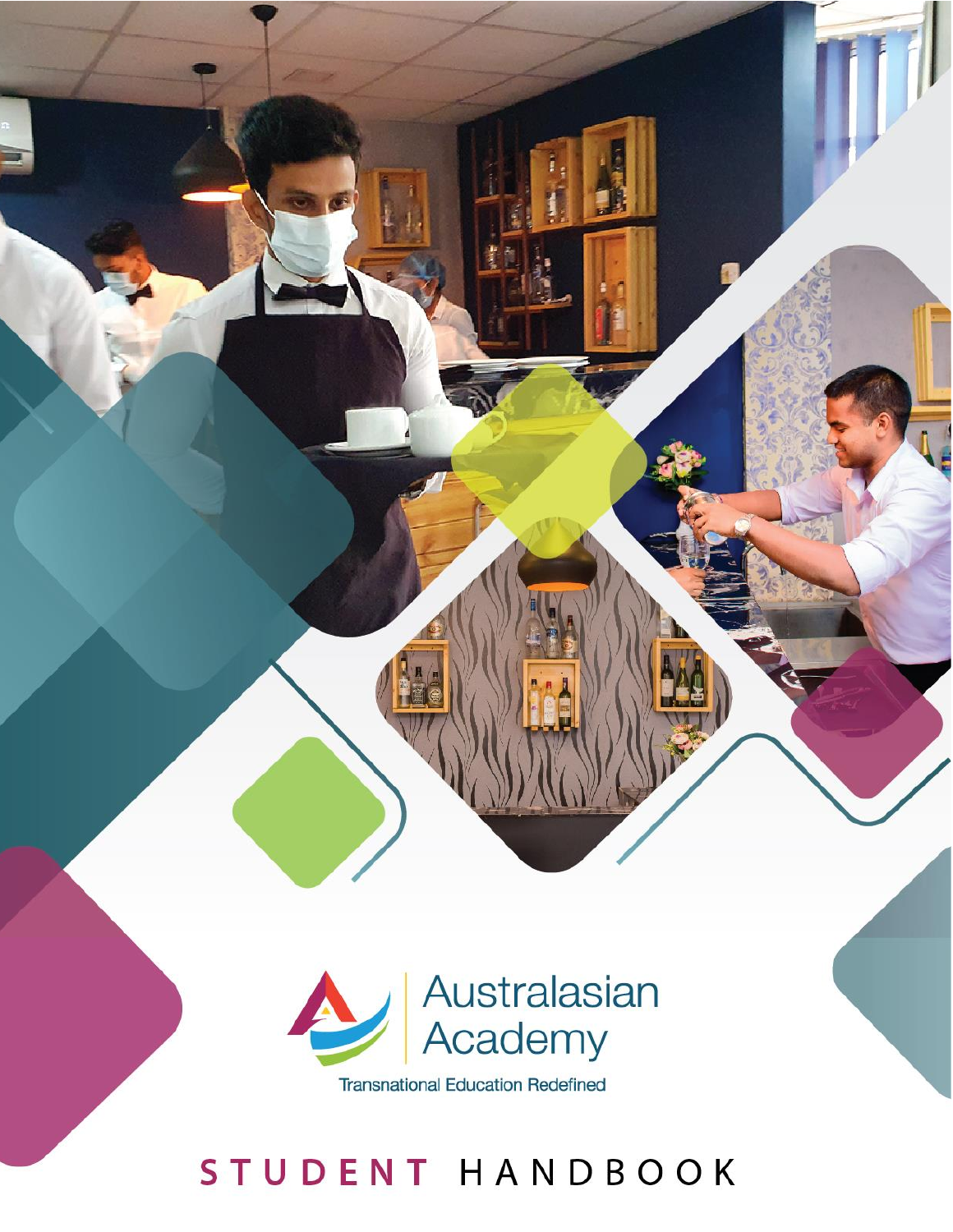Australasian Academy

Transnational Education Redefined

# STUDENT HANDBOOK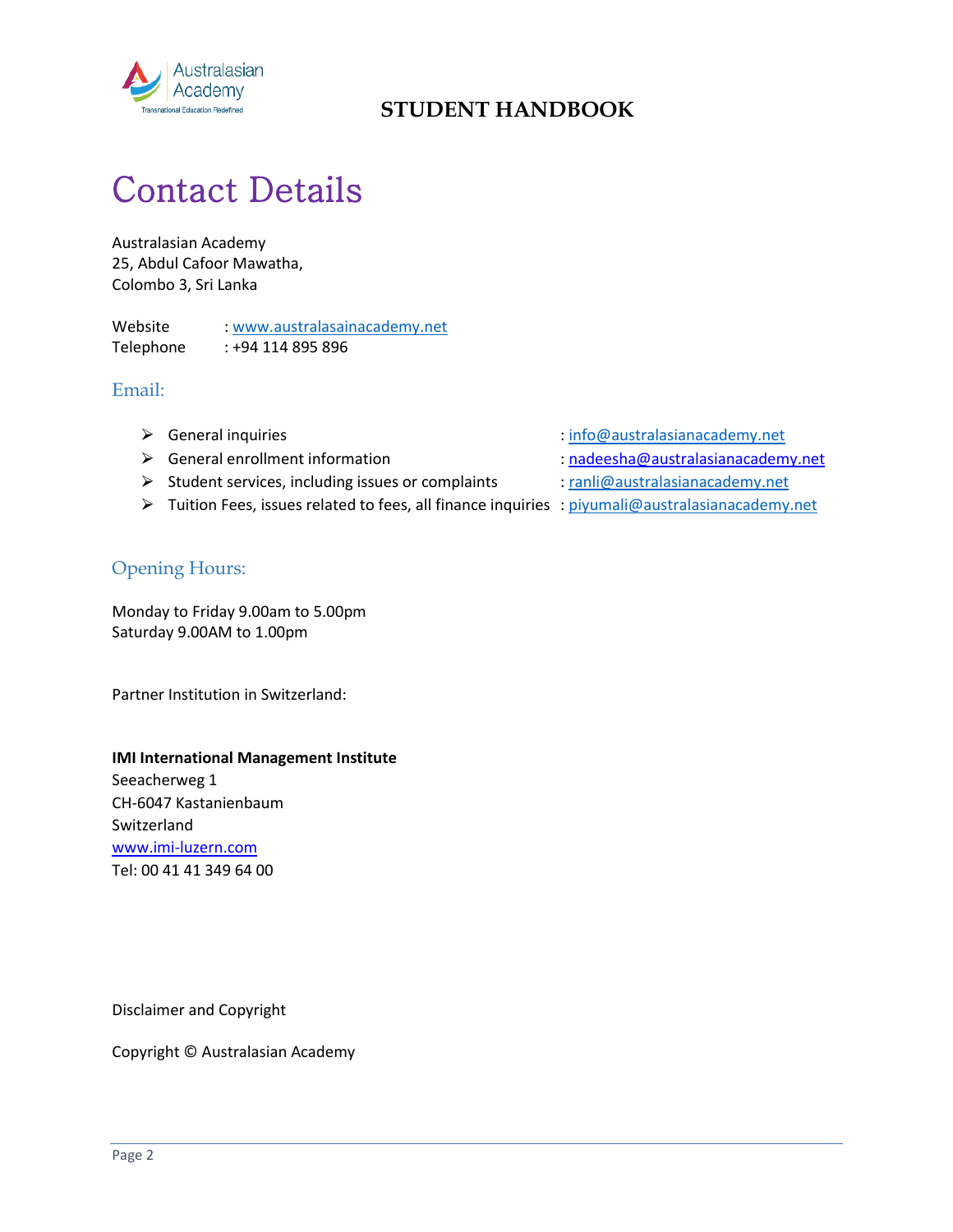# Contact Details

Australasian Academy
25, Abdul Cafoor Mawatha,
Colombo 3, Sri Lanka

Website : www.australasainacademy.net
Telephone : +94 114 895 896

## Email:

- General inquiries : info@australasianacademy.net
- General enrollment information : nadeesha@australasianacademy.net
- Student services, including issues or complaints : ranli@australasianacademy.net
- Tuition Fees, issues related to fees, all finance inquiries : piyumali@australasianacademy.net

## Opening Hours:

Monday to Friday 9.00am to 5.00pm
Saturday 9.00AM to 1.00pm

Partner Institution in Switzerland:

**IMI International Management Institute**
Seeacherweg 1
CH-6047 Kastanienbaum
Switzerland
www.imi-luzern.com
Tel: 00 41 41 349 64 00

Disclaimer and Copyright

Copyright © Australasian Academy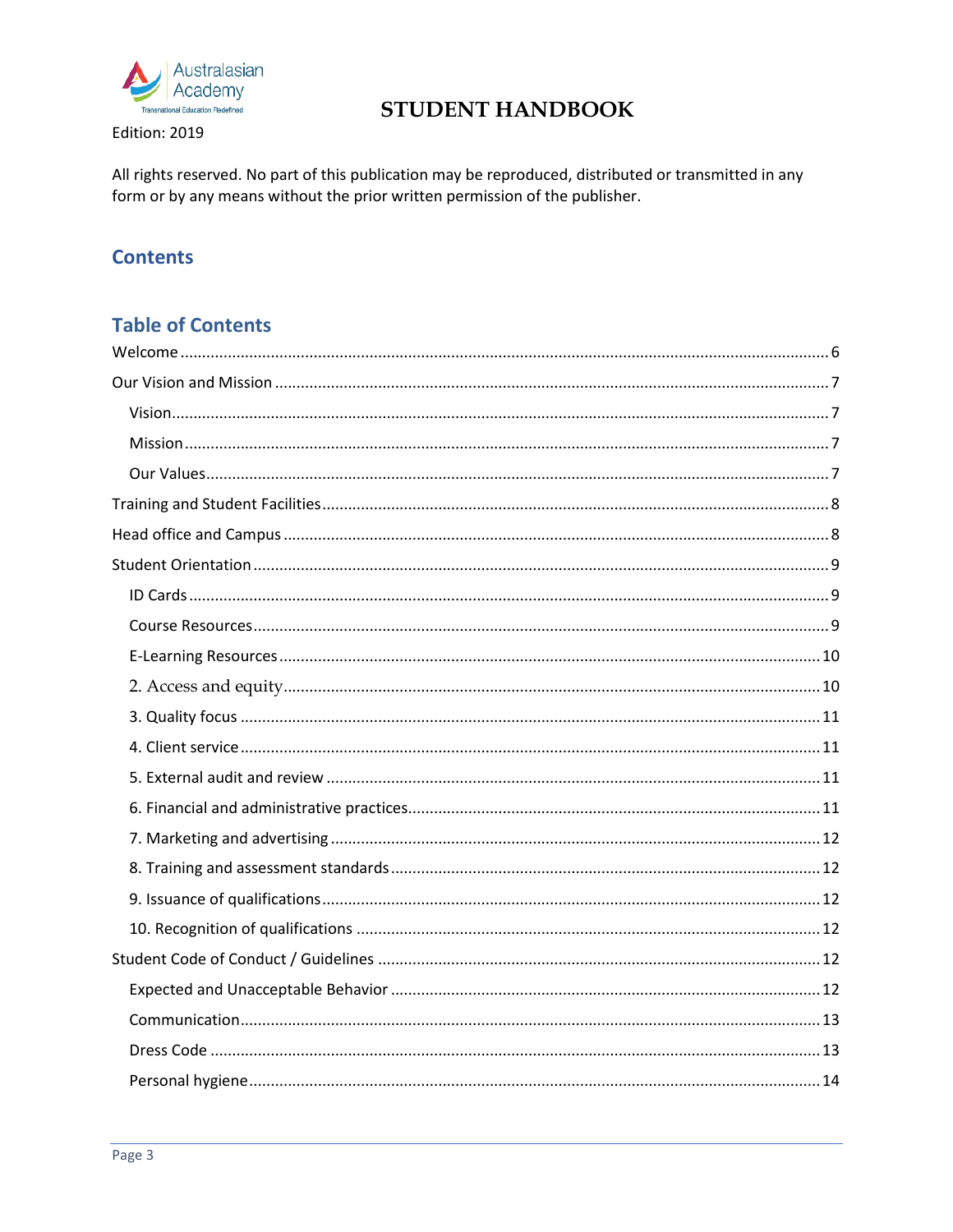# STUDENT HANDBOOK

Edition: 2019

All rights reserved. No part of this publication may be reproduced, distributed or transmitted in any form or by any means without the prior written permission of the publisher.

## Contents

## Table of Contents

Welcome ........ 6

Our Vision and Mission ........ 7

- Vision ........ 7
- Mission ........ 7
- Our Values ........ 7

Training and Student Facilities ........ 8

Head office and Campus ........ 8

Student Orientation ........ 9

- ID Cards ........ 9
- Course Resources ........ 9
- E-Learning Resources ........ 10
- 2. Access and equity ........ 10
- 3. Quality focus ........ 11
- 4. Client service ........ 11
- 5. External audit and review ........ 11
- 6. Financial and administrative practices ........ 11
- 7. Marketing and advertising ........ 12
- 8. Training and assessment standards ........ 12
- 9. Issuance of qualifications ........ 12
- 10. Recognition of qualifications ........ 12

Student Code of Conduct / Guidelines ........ 12

- Expected and Unacceptable Behavior ........ 12
- Communication ........ 13
- Dress Code ........ 13
- Personal hygiene ........ 14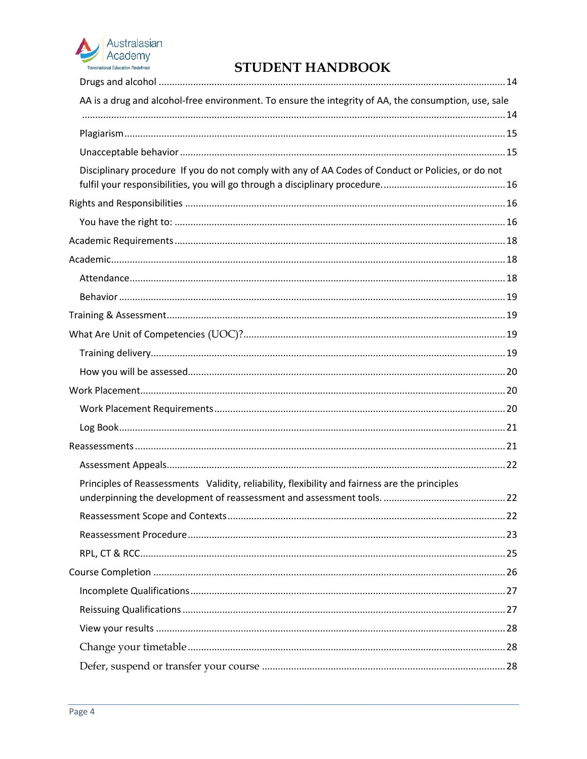Drugs and alcohol .......... 14

AA is a drug and alcohol-free environment. To ensure the integrity of AA, the consumption, use, sale .......... 14

Plagiarism .......... 15

Unacceptable behavior .......... 15

Disciplinary procedure If you do not comply with any of AA Codes of Conduct or Policies, or do not fulfil your responsibilities, you will go through a disciplinary procedure. .......... 16

Rights and Responsibilities .......... 16

You have the right to: .......... 16

Academic Requirements .......... 18

Academic .......... 18

Attendance .......... 18

Behavior .......... 19

Training & Assessment .......... 19

What Are Unit of Competencies (UOC)? .......... 19

Training delivery .......... 19

How you will be assessed .......... 20

Work Placement .......... 20

Work Placement Requirements .......... 20

Log Book .......... 21

Reassessments .......... 21

Assessment Appeals .......... 22

Principles of Reassessments Validity, reliability, flexibility and fairness are the principles underpinning the development of reassessment and assessment tools. .......... 22

Reassessment Scope and Contexts .......... 22

Reassessment Procedure .......... 23

RPL, CT & RCC .......... 25

Course Completion .......... 26

Incomplete Qualifications .......... 27

Reissuing Qualifications .......... 27

View your results .......... 28

Change your timetable .......... 28

Defer, suspend or transfer your course .......... 28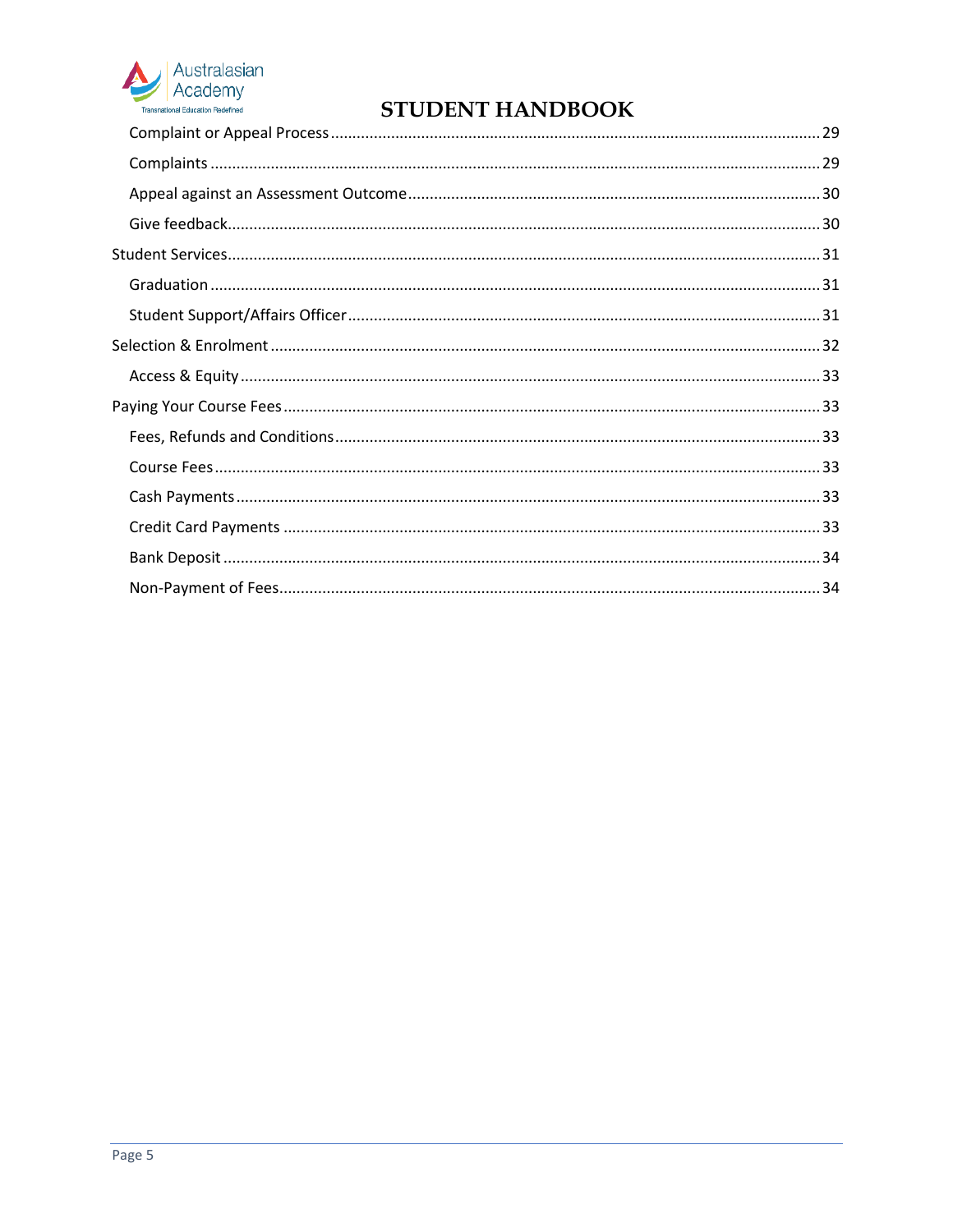- Complaint or Appeal Process ........ 29
- Complaints ........ 29
- Appeal against an Assessment Outcome ........ 30
- Give feedback ........ 30

Student Services ........ 31

- Graduation ........ 31
- Student Support/Affairs Officer ........ 31

Selection & Enrolment ........ 32

- Access & Equity ........ 33

Paying Your Course Fees ........ 33

- Fees, Refunds and Conditions ........ 33
- Course Fees ........ 33
- Cash Payments ........ 33
- Credit Card Payments ........ 33
- Bank Deposit ........ 34
- Non-Payment of Fees ........ 34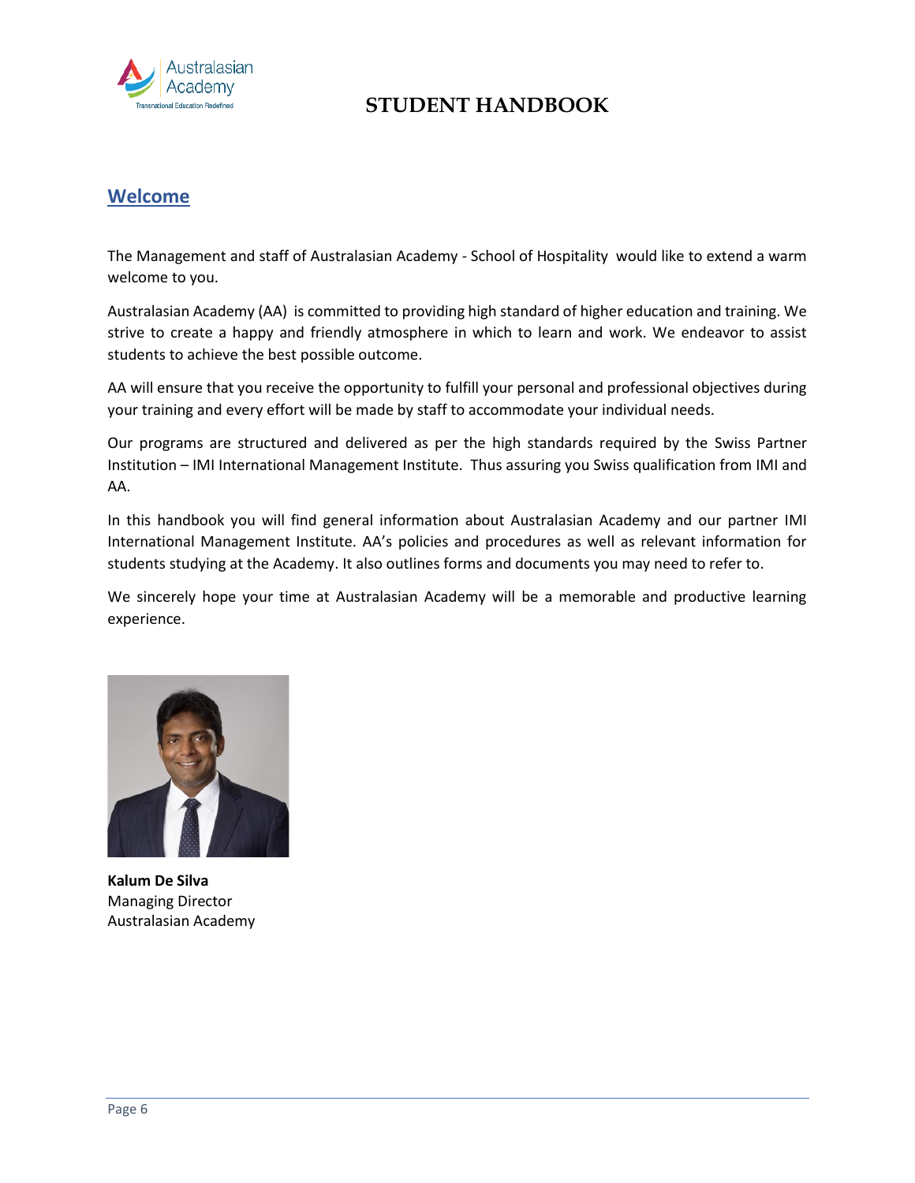## Welcome

The Management and staff of Australasian Academy - School of Hospitality would like to extend a warm welcome to you.

Australasian Academy (AA) is committed to providing high standard of higher education and training. We strive to create a happy and friendly atmosphere in which to learn and work. We endeavor to assist students to achieve the best possible outcome.

AA will ensure that you receive the opportunity to fulfill your personal and professional objectives during your training and every effort will be made by staff to accommodate your individual needs.

Our programs are structured and delivered as per the high standards required by the Swiss Partner Institution – IMI International Management Institute. Thus assuring you Swiss qualification from IMI and AA.

In this handbook you will find general information about Australasian Academy and our partner IMI International Management Institute. AA's policies and procedures as well as relevant information for students studying at the Academy. It also outlines forms and documents you may need to refer to.

We sincerely hope your time at Australasian Academy will be a memorable and productive learning experience.

**Kalum De Silva**
Managing Director
Australasian Academy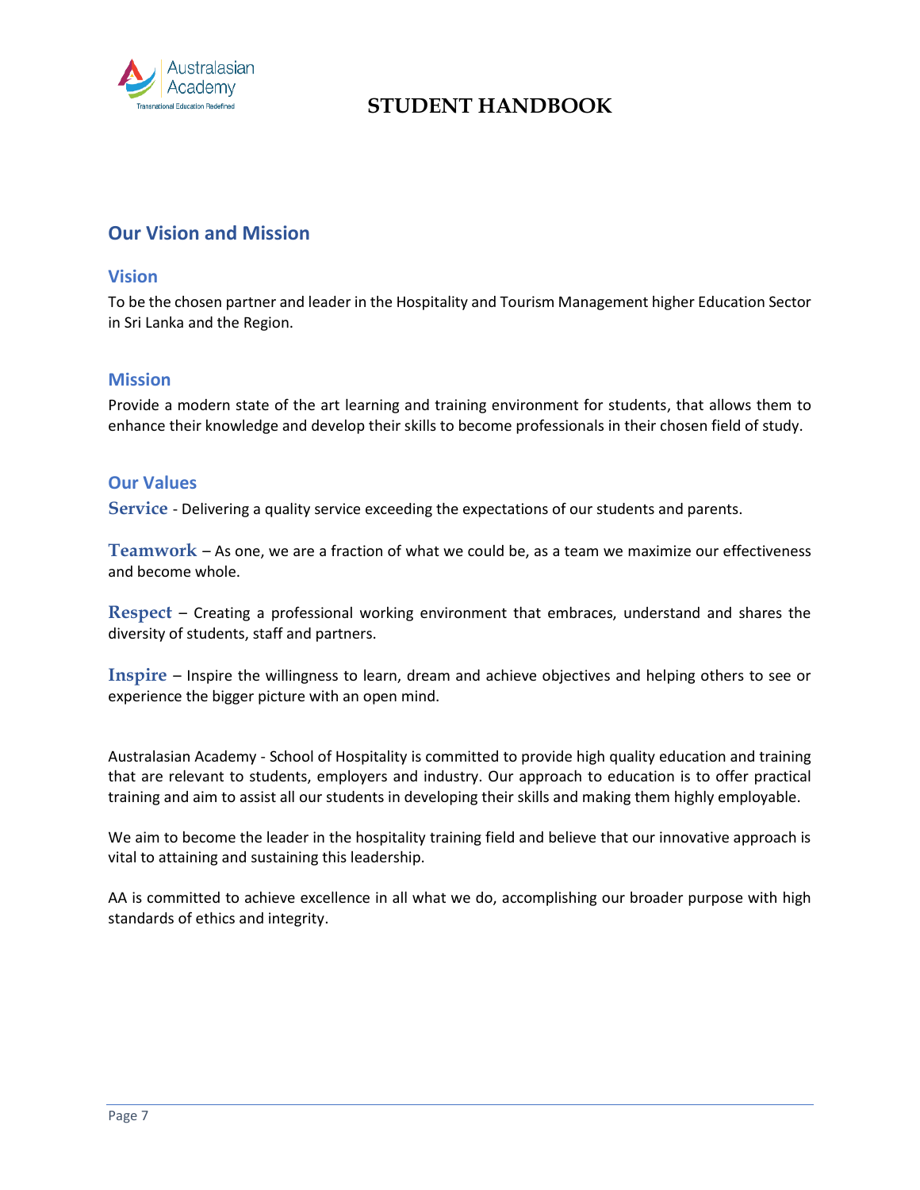## Our Vision and Mission

### Vision

To be the chosen partner and leader in the Hospitality and Tourism Management higher Education Sector in Sri Lanka and the Region.

### Mission

Provide a modern state of the art learning and training environment for students, that allows them to enhance their knowledge and develop their skills to become professionals in their chosen field of study.

### Our Values

**Service** - Delivering a quality service exceeding the expectations of our students and parents.

**Teamwork** – As one, we are a fraction of what we could be, as a team we maximize our effectiveness and become whole.

**Respect** – Creating a professional working environment that embraces, understand and shares the diversity of students, staff and partners.

**Inspire** – Inspire the willingness to learn, dream and achieve objectives and helping others to see or experience the bigger picture with an open mind.

Australasian Academy - School of Hospitality is committed to provide high quality education and training that are relevant to students, employers and industry. Our approach to education is to offer practical training and aim to assist all our students in developing their skills and making them highly employable.

We aim to become the leader in the hospitality training field and believe that our innovative approach is vital to attaining and sustaining this leadership.

AA is committed to achieve excellence in all what we do, accomplishing our broader purpose with high standards of ethics and integrity.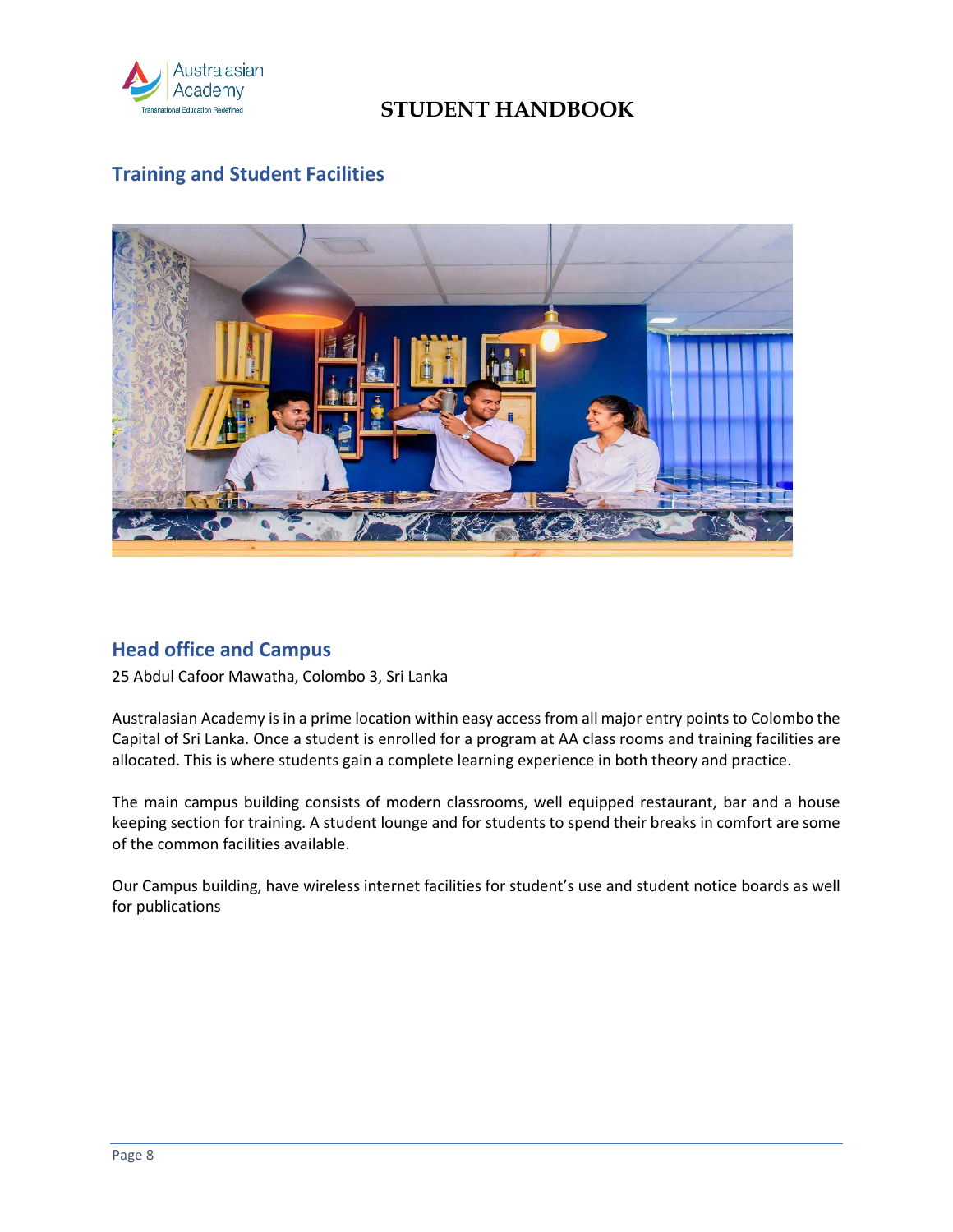## Training and Student Facilities

## Head office and Campus

25 Abdul Cafoor Mawatha, Colombo 3, Sri Lanka

Australasian Academy is in a prime location within easy access from all major entry points to Colombo the Capital of Sri Lanka. Once a student is enrolled for a program at AA class rooms and training facilities are allocated. This is where students gain a complete learning experience in both theory and practice.

The main campus building consists of modern classrooms, well equipped restaurant, bar and a house keeping section for training. A student lounge and for students to spend their breaks in comfort are some of the common facilities available.

Our Campus building, have wireless internet facilities for student's use and student notice boards as well for publications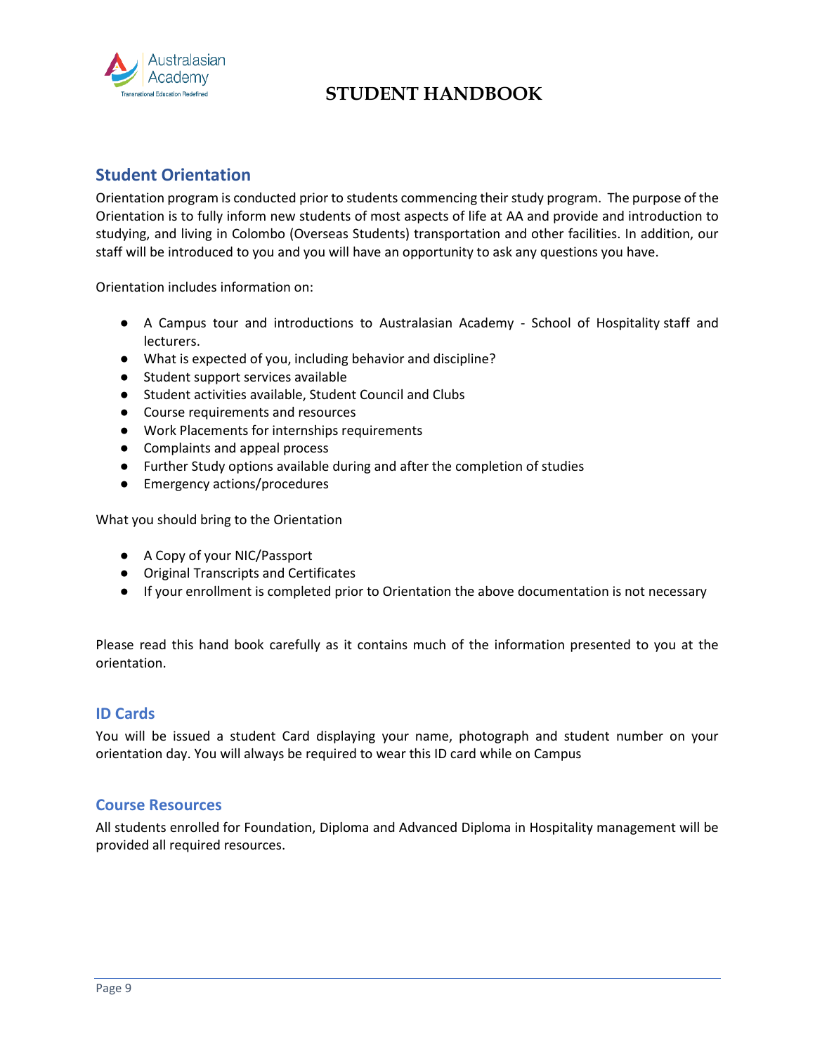## Student Orientation

Orientation program is conducted prior to students commencing their study program. The purpose of the Orientation is to fully inform new students of most aspects of life at AA and provide and introduction to studying, and living in Colombo (Overseas Students) transportation and other facilities. In addition, our staff will be introduced to you and you will have an opportunity to ask any questions you have.

Orientation includes information on:

- A Campus tour and introductions to Australasian Academy - School of Hospitality staff and lecturers.
- What is expected of you, including behavior and discipline?
- Student support services available
- Student activities available, Student Council and Clubs
- Course requirements and resources
- Work Placements for internships requirements
- Complaints and appeal process
- Further Study options available during and after the completion of studies
- Emergency actions/procedures

What you should bring to the Orientation

- A Copy of your NIC/Passport
- Original Transcripts and Certificates
- If your enrollment is completed prior to Orientation the above documentation is not necessary

Please read this hand book carefully as it contains much of the information presented to you at the orientation.

### ID Cards

You will be issued a student Card displaying your name, photograph and student number on your orientation day. You will always be required to wear this ID card while on Campus

### Course Resources

All students enrolled for Foundation, Diploma and Advanced Diploma in Hospitality management will be provided all required resources.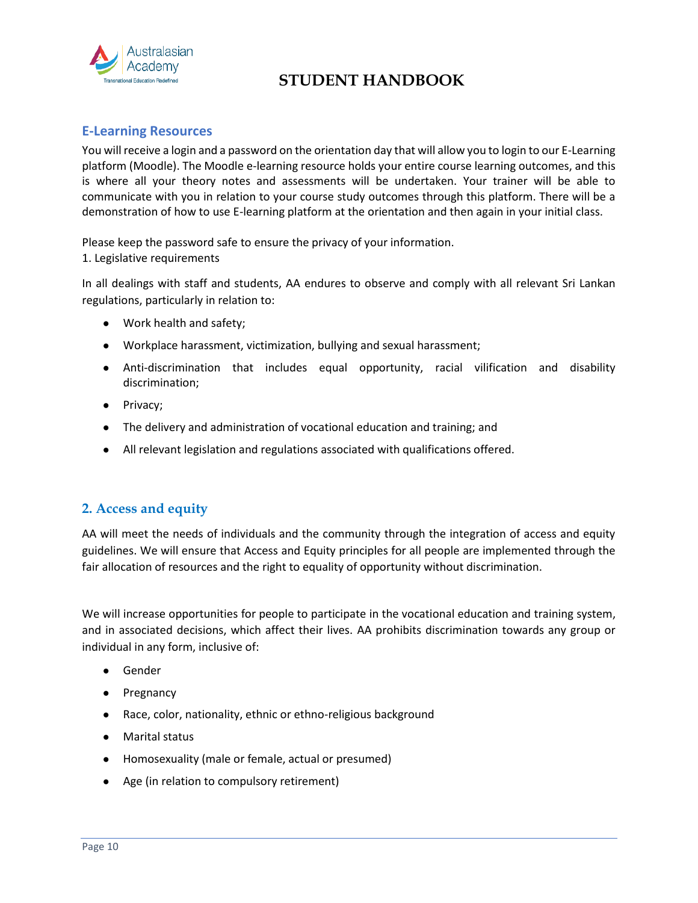## E-Learning Resources

You will receive a login and a password on the orientation day that will allow you to login to our E-Learning platform (Moodle). The Moodle e-learning resource holds your entire course learning outcomes, and this is where all your theory notes and assessments will be undertaken. Your trainer will be able to communicate with you in relation to your course study outcomes through this platform. There will be a demonstration of how to use E-learning platform at the orientation and then again in your initial class.

Please keep the password safe to ensure the privacy of your information.

1. Legislative requirements

In all dealings with staff and students, AA endures to observe and comply with all relevant Sri Lankan regulations, particularly in relation to:

- Work health and safety;
- Workplace harassment, victimization, bullying and sexual harassment;
- Anti-discrimination that includes equal opportunity, racial vilification and disability discrimination;
- Privacy;
- The delivery and administration of vocational education and training; and
- All relevant legislation and regulations associated with qualifications offered.

## 2. Access and equity

AA will meet the needs of individuals and the community through the integration of access and equity guidelines. We will ensure that Access and Equity principles for all people are implemented through the fair allocation of resources and the right to equality of opportunity without discrimination.

We will increase opportunities for people to participate in the vocational education and training system, and in associated decisions, which affect their lives. AA prohibits discrimination towards any group or individual in any form, inclusive of:

- Gender
- Pregnancy
- Race, color, nationality, ethnic or ethno-religious background
- Marital status
- Homosexuality (male or female, actual or presumed)
- Age (in relation to compulsory retirement)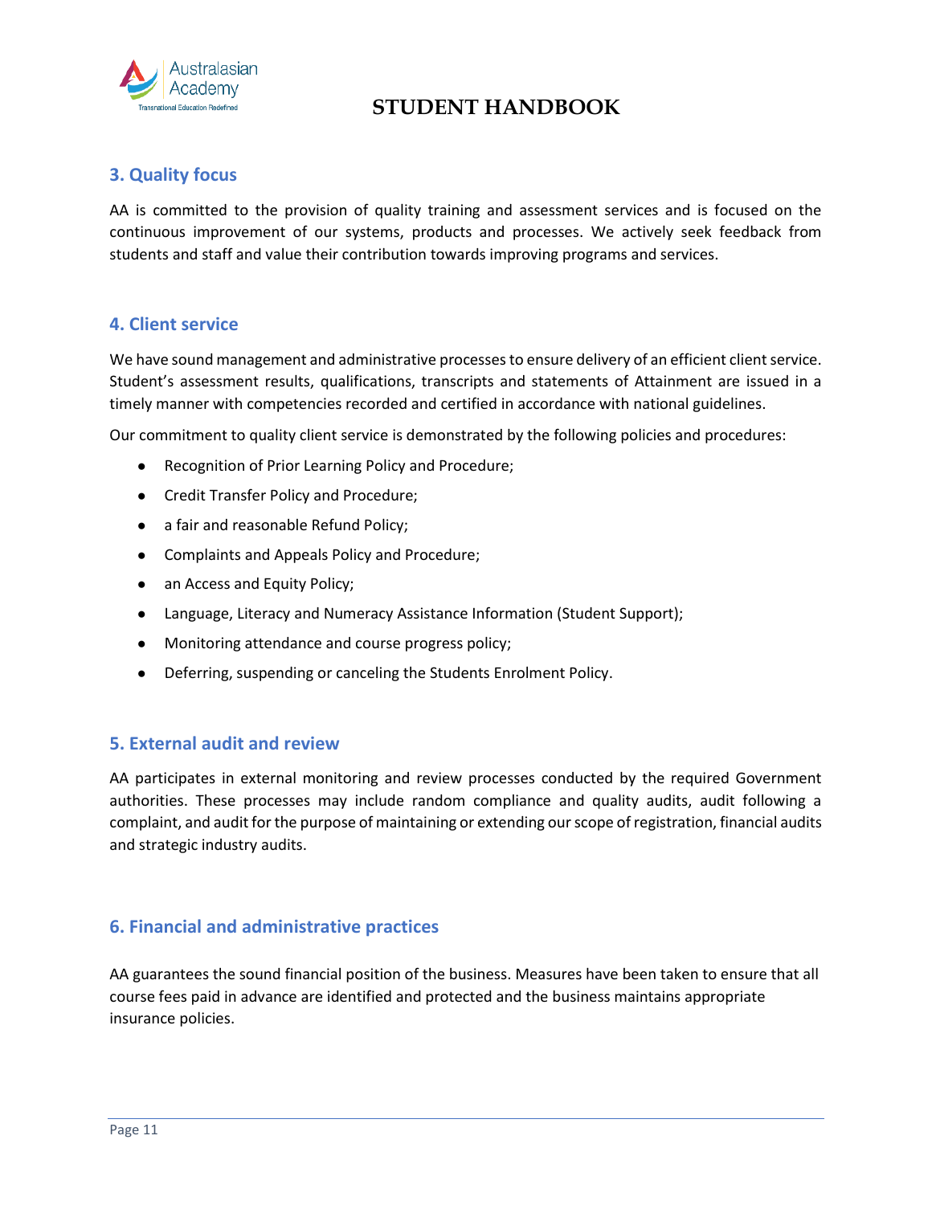## 3. Quality focus

AA is committed to the provision of quality training and assessment services and is focused on the continuous improvement of our systems, products and processes. We actively seek feedback from students and staff and value their contribution towards improving programs and services.

## 4. Client service

We have sound management and administrative processes to ensure delivery of an efficient client service. Student's assessment results, qualifications, transcripts and statements of Attainment are issued in a timely manner with competencies recorded and certified in accordance with national guidelines.

Our commitment to quality client service is demonstrated by the following policies and procedures:

- Recognition of Prior Learning Policy and Procedure;
- Credit Transfer Policy and Procedure;
- a fair and reasonable Refund Policy;
- Complaints and Appeals Policy and Procedure;
- an Access and Equity Policy;
- Language, Literacy and Numeracy Assistance Information (Student Support);
- Monitoring attendance and course progress policy;
- Deferring, suspending or canceling the Students Enrolment Policy.

## 5. External audit and review

AA participates in external monitoring and review processes conducted by the required Government authorities. These processes may include random compliance and quality audits, audit following a complaint, and audit for the purpose of maintaining or extending our scope of registration, financial audits and strategic industry audits.

## 6. Financial and administrative practices

AA guarantees the sound financial position of the business. Measures have been taken to ensure that all course fees paid in advance are identified and protected and the business maintains appropriate insurance policies.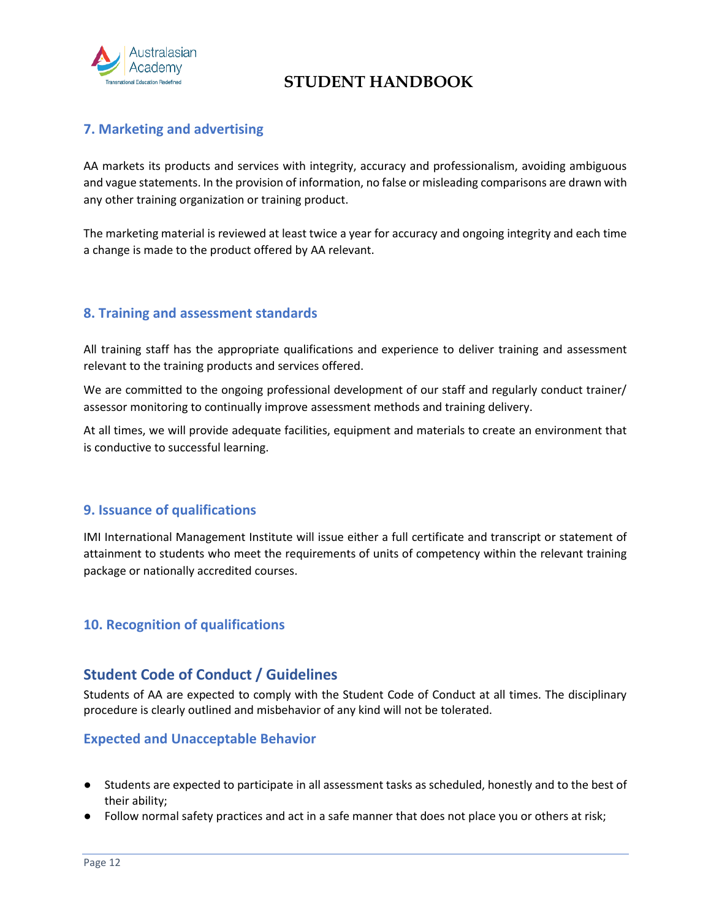### 7. Marketing and advertising

AA markets its products and services with integrity, accuracy and professionalism, avoiding ambiguous and vague statements. In the provision of information, no false or misleading comparisons are drawn with any other training organization or training product.

The marketing material is reviewed at least twice a year for accuracy and ongoing integrity and each time a change is made to the product offered by AA relevant.

### 8. Training and assessment standards

All training staff has the appropriate qualifications and experience to deliver training and assessment relevant to the training products and services offered.

We are committed to the ongoing professional development of our staff and regularly conduct trainer/ assessor monitoring to continually improve assessment methods and training delivery.

At all times, we will provide adequate facilities, equipment and materials to create an environment that is conductive to successful learning.

### 9. Issuance of qualifications

IMI International Management Institute will issue either a full certificate and transcript or statement of attainment to students who meet the requirements of units of competency within the relevant training package or nationally accredited courses.

### 10. Recognition of qualifications

## Student Code of Conduct / Guidelines

Students of AA are expected to comply with the Student Code of Conduct at all times. The disciplinary procedure is clearly outlined and misbehavior of any kind will not be tolerated.

### Expected and Unacceptable Behavior

- Students are expected to participate in all assessment tasks as scheduled, honestly and to the best of their ability;
- Follow normal safety practices and act in a safe manner that does not place you or others at risk;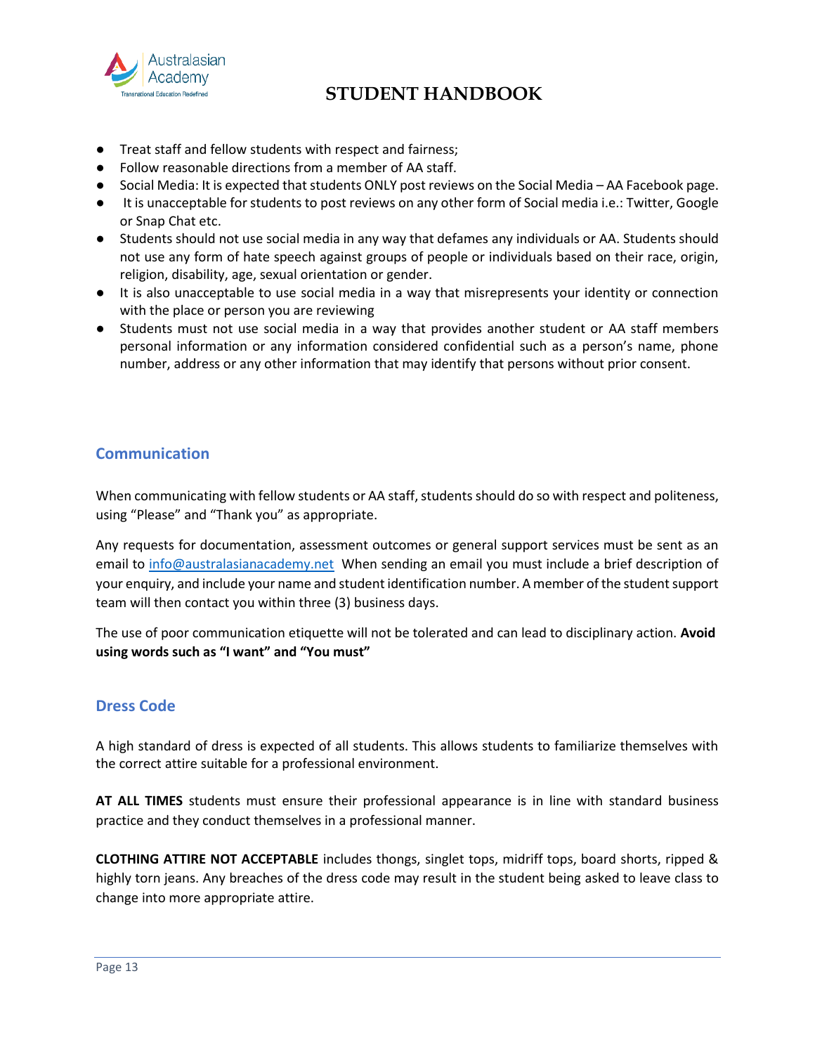- Treat staff and fellow students with respect and fairness;
- Follow reasonable directions from a member of AA staff.
- Social Media: It is expected that students ONLY post reviews on the Social Media – AA Facebook page.
- It is unacceptable for students to post reviews on any other form of Social media i.e.: Twitter, Google or Snap Chat etc.
- Students should not use social media in any way that defames any individuals or AA. Students should not use any form of hate speech against groups of people or individuals based on their race, origin, religion, disability, age, sexual orientation or gender.
- It is also unacceptable to use social media in a way that misrepresents your identity or connection with the place or person you are reviewing
- Students must not use social media in a way that provides another student or AA staff members personal information or any information considered confidential such as a person's name, phone number, address or any other information that may identify that persons without prior consent.

## Communication

When communicating with fellow students or AA staff, students should do so with respect and politeness, using "Please" and "Thank you" as appropriate.

Any requests for documentation, assessment outcomes or general support services must be sent as an email to info@australasianacademy.net When sending an email you must include a brief description of your enquiry, and include your name and student identification number. A member of the student support team will then contact you within three (3) business days.

The use of poor communication etiquette will not be tolerated and can lead to disciplinary action. **Avoid using words such as "I want" and "You must"**

## Dress Code

A high standard of dress is expected of all students. This allows students to familiarize themselves with the correct attire suitable for a professional environment.

**AT ALL TIMES** students must ensure their professional appearance is in line with standard business practice and they conduct themselves in a professional manner.

**CLOTHING ATTIRE NOT ACCEPTABLE** includes thongs, singlet tops, midriff tops, board shorts, ripped & highly torn jeans. Any breaches of the dress code may result in the student being asked to leave class to change into more appropriate attire.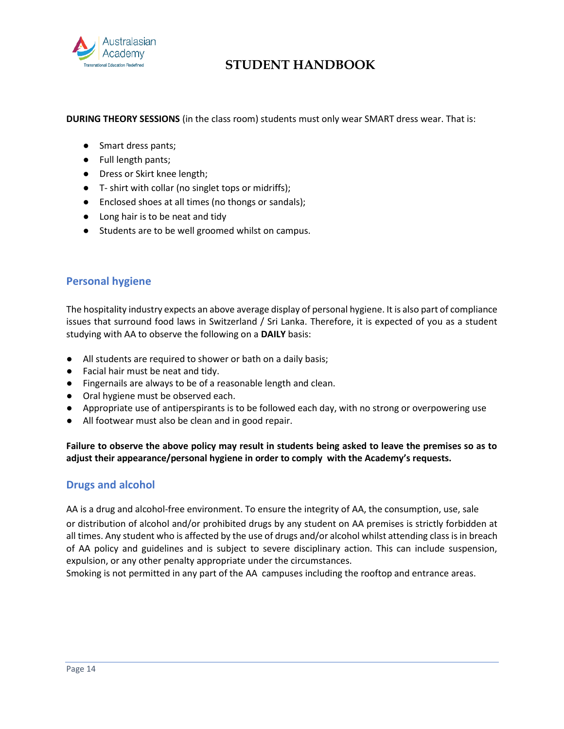**DURING THEORY SESSIONS** (in the class room) students must only wear SMART dress wear. That is:

- Smart dress pants;
- Full length pants;
- Dress or Skirt knee length;
- T- shirt with collar (no singlet tops or midriffs);
- Enclosed shoes at all times (no thongs or sandals);
- Long hair is to be neat and tidy
- Students are to be well groomed whilst on campus.

## Personal hygiene

The hospitality industry expects an above average display of personal hygiene. It is also part of compliance issues that surround food laws in Switzerland / Sri Lanka. Therefore, it is expected of you as a student studying with AA to observe the following on a **DAILY** basis:

- All students are required to shower or bath on a daily basis;
- Facial hair must be neat and tidy.
- Fingernails are always to be of a reasonable length and clean.
- Oral hygiene must be observed each.
- Appropriate use of antiperspirants is to be followed each day, with no strong or overpowering use
- All footwear must also be clean and in good repair.

**Failure to observe the above policy may result in students being asked to leave the premises so as to adjust their appearance/personal hygiene in order to comply with the Academy's requests.**

## Drugs and alcohol

AA is a drug and alcohol-free environment. To ensure the integrity of AA, the consumption, use, sale or distribution of alcohol and/or prohibited drugs by any student on AA premises is strictly forbidden at all times. Any student who is affected by the use of drugs and/or alcohol whilst attending class is in breach of AA policy and guidelines and is subject to severe disciplinary action. This can include suspension, expulsion, or any other penalty appropriate under the circumstances.

Smoking is not permitted in any part of the AA campuses including the rooftop and entrance areas.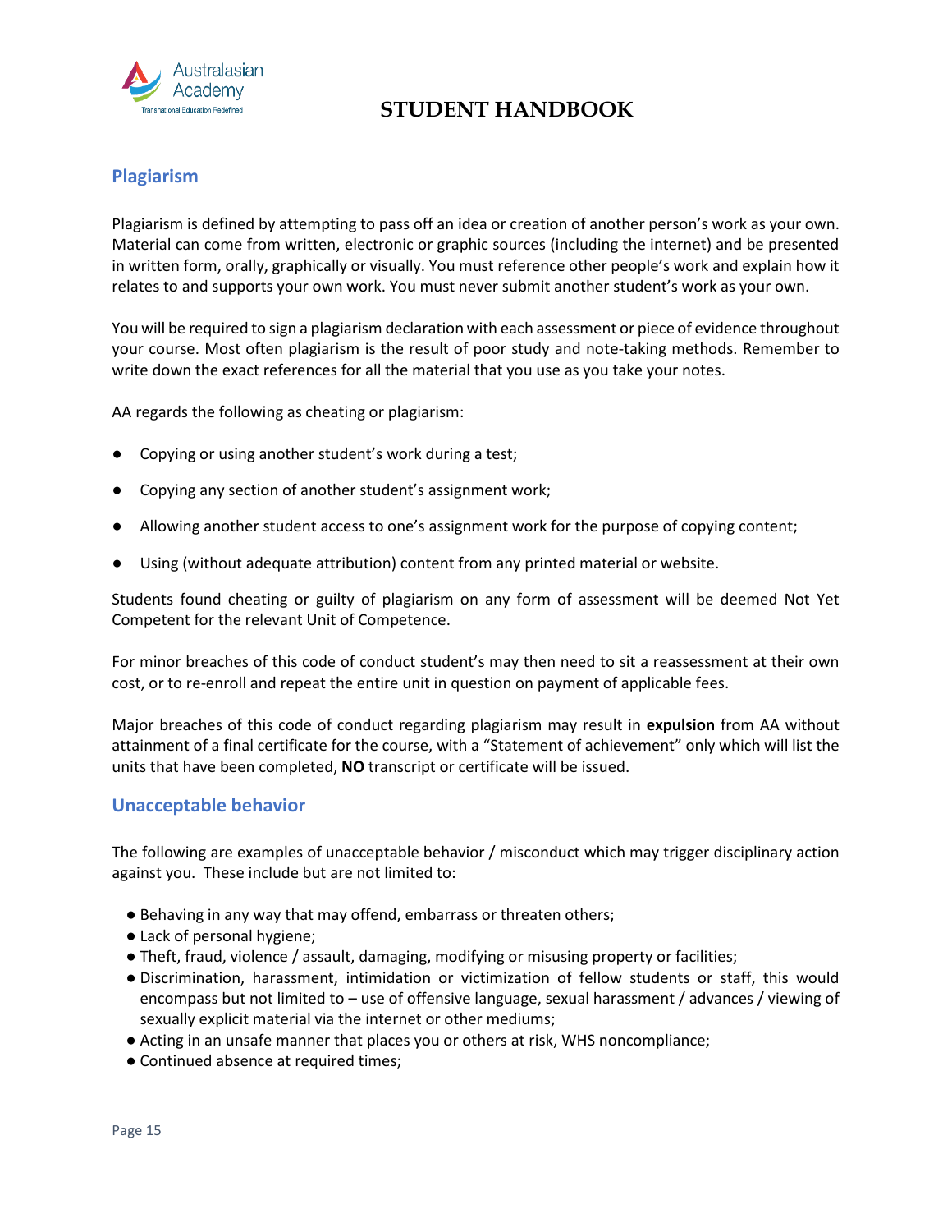## Plagiarism

Plagiarism is defined by attempting to pass off an idea or creation of another person's work as your own. Material can come from written, electronic or graphic sources (including the internet) and be presented in written form, orally, graphically or visually. You must reference other people's work and explain how it relates to and supports your own work. You must never submit another student's work as your own.

You will be required to sign a plagiarism declaration with each assessment or piece of evidence throughout your course. Most often plagiarism is the result of poor study and note-taking methods. Remember to write down the exact references for all the material that you use as you take your notes.

AA regards the following as cheating or plagiarism:

- Copying or using another student's work during a test;
- Copying any section of another student's assignment work;
- Allowing another student access to one's assignment work for the purpose of copying content;
- Using (without adequate attribution) content from any printed material or website.

Students found cheating or guilty of plagiarism on any form of assessment will be deemed Not Yet Competent for the relevant Unit of Competence.

For minor breaches of this code of conduct student's may then need to sit a reassessment at their own cost, or to re-enroll and repeat the entire unit in question on payment of applicable fees.

Major breaches of this code of conduct regarding plagiarism may result in **expulsion** from AA without attainment of a final certificate for the course, with a "Statement of achievement" only which will list the units that have been completed, **NO** transcript or certificate will be issued.

## Unacceptable behavior

The following are examples of unacceptable behavior / misconduct which may trigger disciplinary action against you. These include but are not limited to:

- Behaving in any way that may offend, embarrass or threaten others;
- Lack of personal hygiene;
- Theft, fraud, violence / assault, damaging, modifying or misusing property or facilities;
- Discrimination, harassment, intimidation or victimization of fellow students or staff, this would encompass but not limited to – use of offensive language, sexual harassment / advances / viewing of sexually explicit material via the internet or other mediums;
- Acting in an unsafe manner that places you or others at risk, WHS noncompliance;
- Continued absence at required times;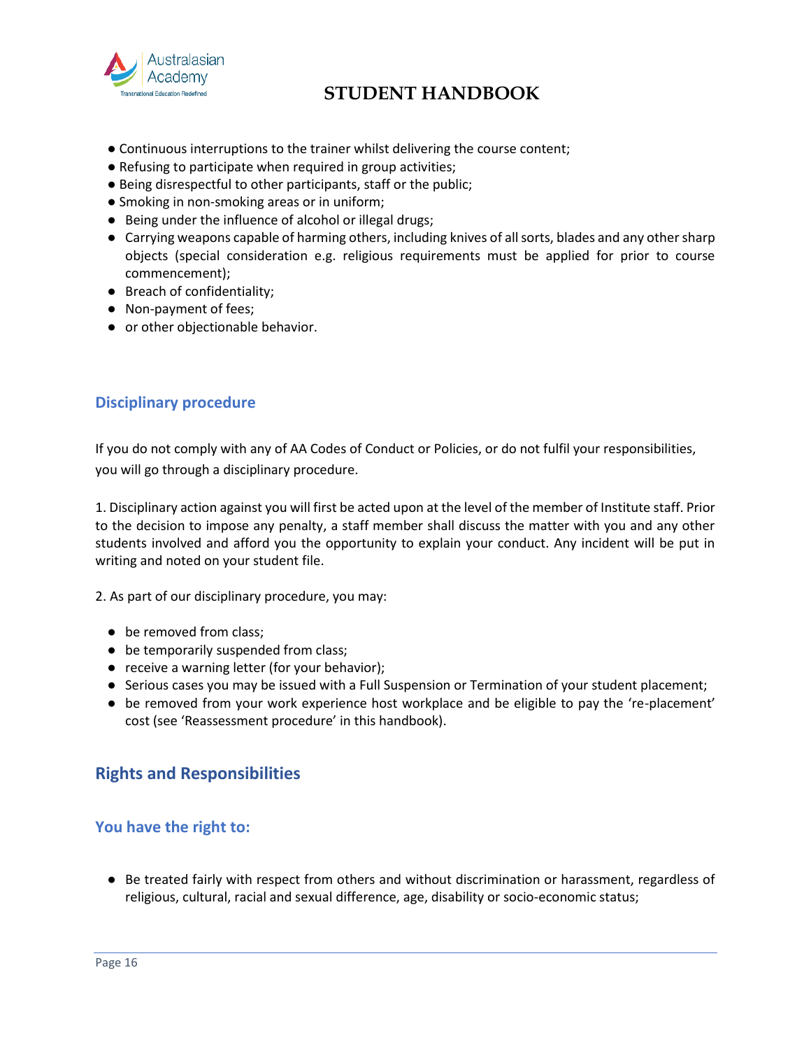- Continuous interruptions to the trainer whilst delivering the course content;
- Refusing to participate when required in group activities;
- Being disrespectful to other participants, staff or the public;
- Smoking in non-smoking areas or in uniform;
- Being under the influence of alcohol or illegal drugs;
- Carrying weapons capable of harming others, including knives of all sorts, blades and any other sharp objects (special consideration e.g. religious requirements must be applied for prior to course commencement);
- Breach of confidentiality;
- Non-payment of fees;
- or other objectionable behavior.

### Disciplinary procedure

If you do not comply with any of AA Codes of Conduct or Policies, or do not fulfil your responsibilities, you will go through a disciplinary procedure.

1. Disciplinary action against you will first be acted upon at the level of the member of Institute staff. Prior to the decision to impose any penalty, a staff member shall discuss the matter with you and any other students involved and afford you the opportunity to explain your conduct. Any incident will be put in writing and noted on your student file.

2. As part of our disciplinary procedure, you may:

- be removed from class;
- be temporarily suspended from class;
- receive a warning letter (for your behavior);
- Serious cases you may be issued with a Full Suspension or Termination of your student placement;
- be removed from your work experience host workplace and be eligible to pay the 're-placement' cost (see 'Reassessment procedure' in this handbook).

## Rights and Responsibilities

### You have the right to:

- Be treated fairly with respect from others and without discrimination or harassment, regardless of religious, cultural, racial and sexual difference, age, disability or socio-economic status;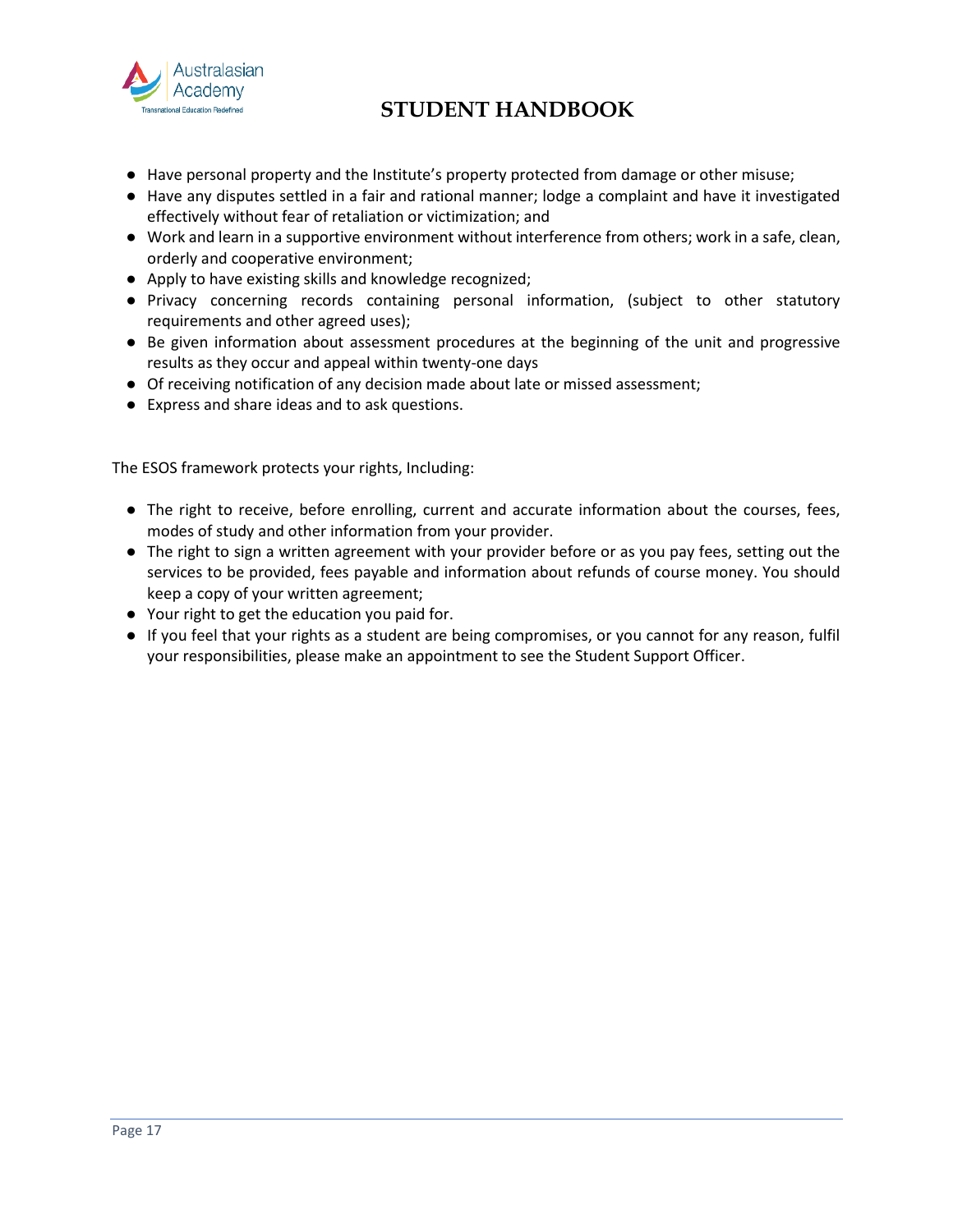- Have personal property and the Institute's property protected from damage or other misuse;
- Have any disputes settled in a fair and rational manner; lodge a complaint and have it investigated effectively without fear of retaliation or victimization; and
- Work and learn in a supportive environment without interference from others; work in a safe, clean, orderly and cooperative environment;
- Apply to have existing skills and knowledge recognized;
- Privacy concerning records containing personal information, (subject to other statutory requirements and other agreed uses);
- Be given information about assessment procedures at the beginning of the unit and progressive results as they occur and appeal within twenty-one days
- Of receiving notification of any decision made about late or missed assessment;
- Express and share ideas and to ask questions.

The ESOS framework protects your rights, Including:

- The right to receive, before enrolling, current and accurate information about the courses, fees, modes of study and other information from your provider.
- The right to sign a written agreement with your provider before or as you pay fees, setting out the services to be provided, fees payable and information about refunds of course money. You should keep a copy of your written agreement;
- Your right to get the education you paid for.
- If you feel that your rights as a student are being compromises, or you cannot for any reason, fulfil your responsibilities, please make an appointment to see the Student Support Officer.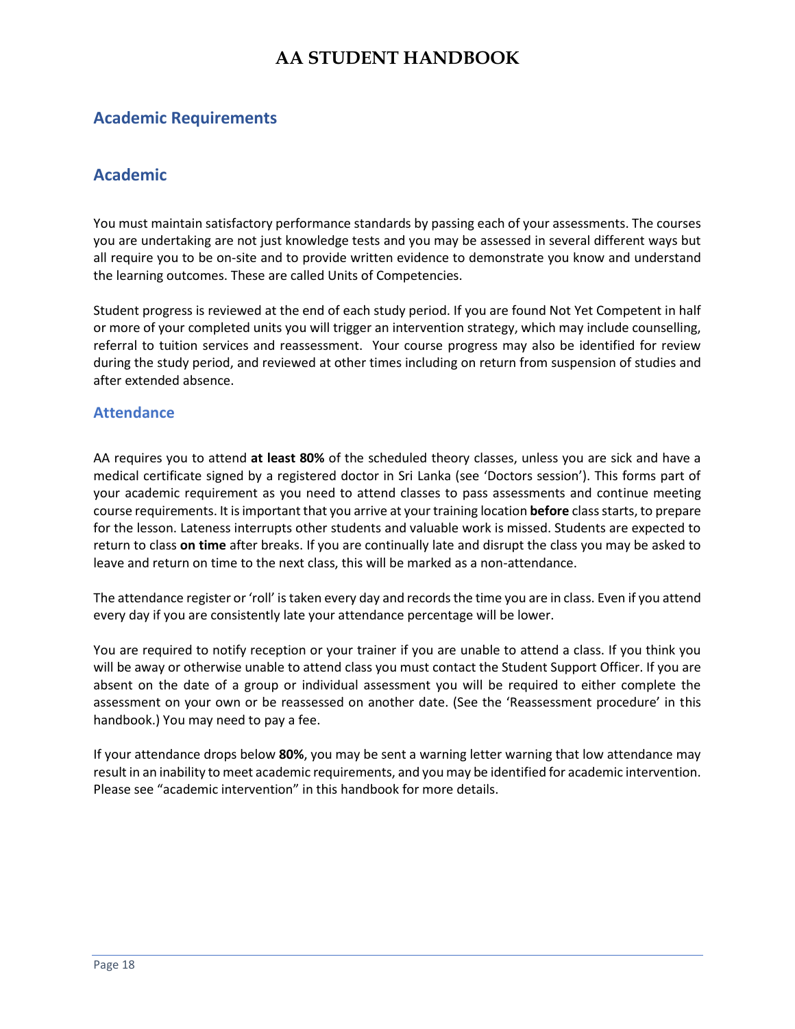## Academic Requirements

## Academic

You must maintain satisfactory performance standards by passing each of your assessments. The courses you are undertaking are not just knowledge tests and you may be assessed in several different ways but all require you to be on-site and to provide written evidence to demonstrate you know and understand the learning outcomes. These are called Units of Competencies.

Student progress is reviewed at the end of each study period. If you are found Not Yet Competent in half or more of your completed units you will trigger an intervention strategy, which may include counselling, referral to tuition services and reassessment. Your course progress may also be identified for review during the study period, and reviewed at other times including on return from suspension of studies and after extended absence.

### Attendance

AA requires you to attend **at least 80%** of the scheduled theory classes, unless you are sick and have a medical certificate signed by a registered doctor in Sri Lanka (see 'Doctors session'). This forms part of your academic requirement as you need to attend classes to pass assessments and continue meeting course requirements. It is important that you arrive at your training location **before** class starts, to prepare for the lesson. Lateness interrupts other students and valuable work is missed. Students are expected to return to class **on time** after breaks. If you are continually late and disrupt the class you may be asked to leave and return on time to the next class, this will be marked as a non-attendance.

The attendance register or 'roll' is taken every day and records the time you are in class. Even if you attend every day if you are consistently late your attendance percentage will be lower.

You are required to notify reception or your trainer if you are unable to attend a class. If you think you will be away or otherwise unable to attend class you must contact the Student Support Officer. If you are absent on the date of a group or individual assessment you will be required to either complete the assessment on your own or be reassessed on another date. (See the 'Reassessment procedure' in this handbook.) You may need to pay a fee.

If your attendance drops below **80%**, you may be sent a warning letter warning that low attendance may result in an inability to meet academic requirements, and you may be identified for academic intervention. Please see "academic intervention" in this handbook for more details.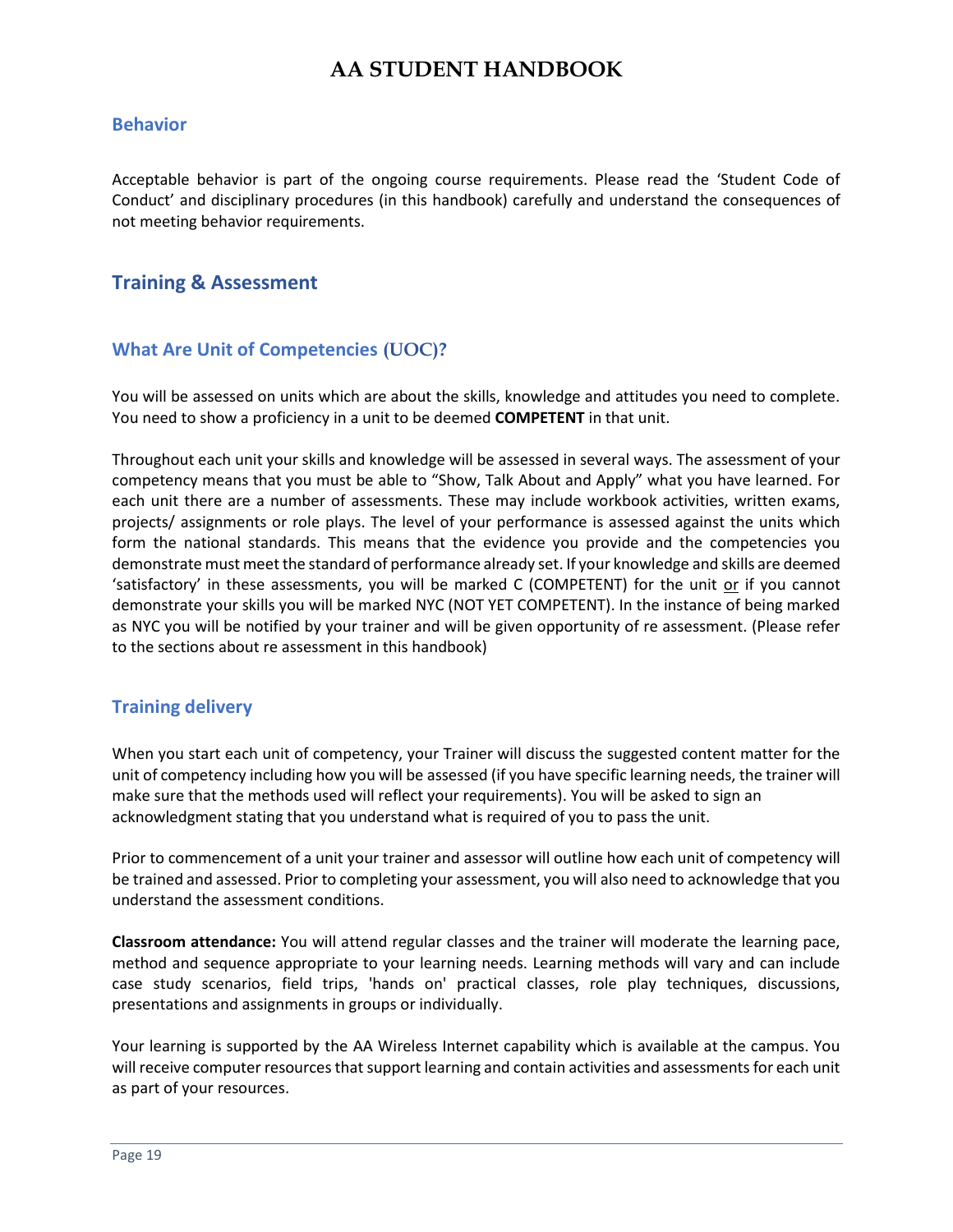## Behavior

Acceptable behavior is part of the ongoing course requirements. Please read the 'Student Code of Conduct' and disciplinary procedures (in this handbook) carefully and understand the consequences of not meeting behavior requirements.

## Training & Assessment

### What Are Unit of Competencies (UOC)?

You will be assessed on units which are about the skills, knowledge and attitudes you need to complete. You need to show a proficiency in a unit to be deemed **COMPETENT** in that unit.

Throughout each unit your skills and knowledge will be assessed in several ways. The assessment of your competency means that you must be able to "Show, Talk About and Apply" what you have learned. For each unit there are a number of assessments. These may include workbook activities, written exams, projects/ assignments or role plays. The level of your performance is assessed against the units which form the national standards. This means that the evidence you provide and the competencies you demonstrate must meet the standard of performance already set. If your knowledge and skills are deemed 'satisfactory' in these assessments, you will be marked C (COMPETENT) for the unit <u>or</u> if you cannot demonstrate your skills you will be marked NYC (NOT YET COMPETENT). In the instance of being marked as NYC you will be notified by your trainer and will be given opportunity of re assessment. (Please refer to the sections about re assessment in this handbook)

### Training delivery

When you start each unit of competency, your Trainer will discuss the suggested content matter for the unit of competency including how you will be assessed (if you have specific learning needs, the trainer will make sure that the methods used will reflect your requirements). You will be asked to sign an acknowledgment stating that you understand what is required of you to pass the unit.

Prior to commencement of a unit your trainer and assessor will outline how each unit of competency will be trained and assessed. Prior to completing your assessment, you will also need to acknowledge that you understand the assessment conditions.

**Classroom attendance:** You will attend regular classes and the trainer will moderate the learning pace, method and sequence appropriate to your learning needs. Learning methods will vary and can include case study scenarios, field trips, 'hands on' practical classes, role play techniques, discussions, presentations and assignments in groups or individually.

Your learning is supported by the AA Wireless Internet capability which is available at the campus. You will receive computer resources that support learning and contain activities and assessments for each unit as part of your resources.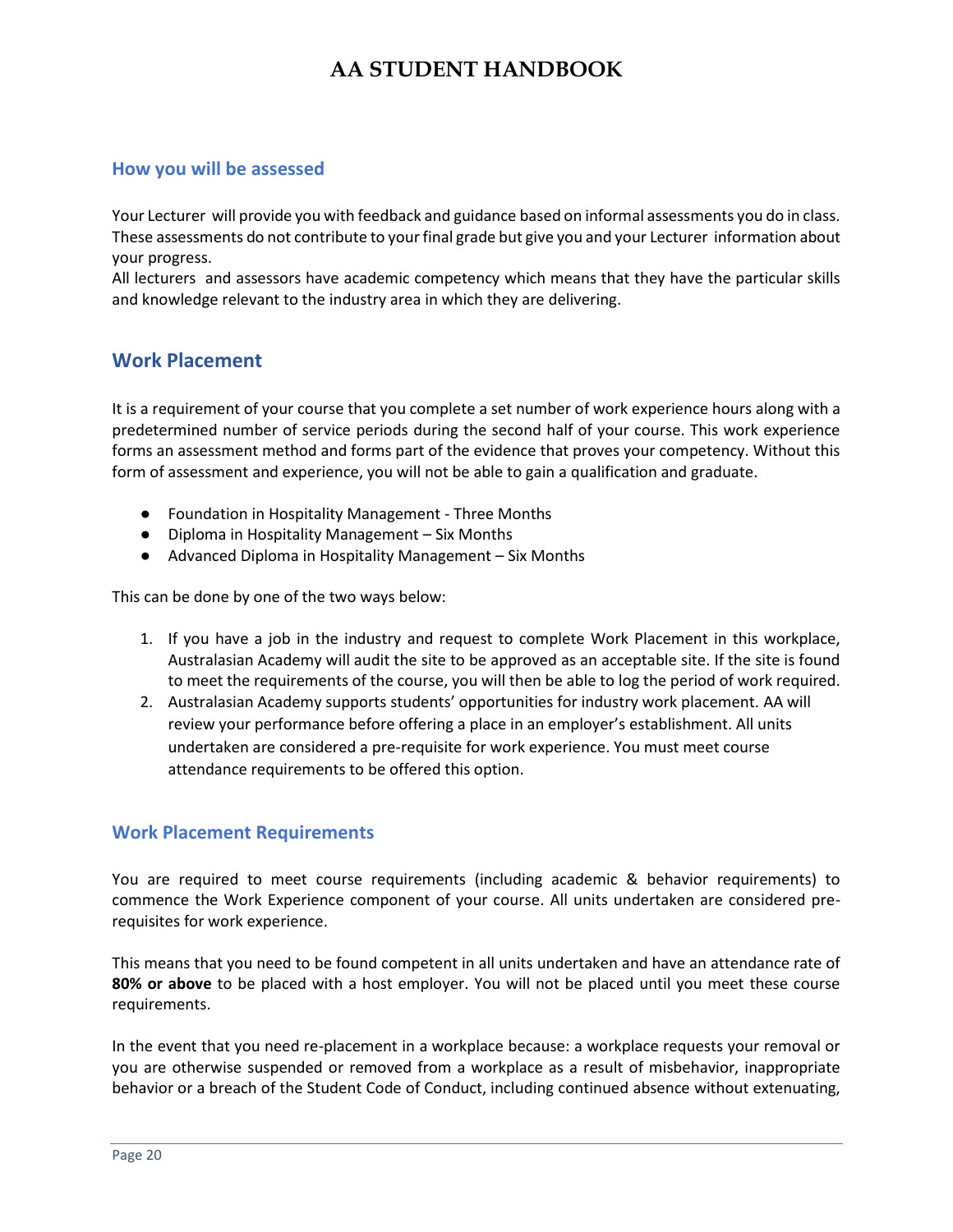## How you will be assessed

Your Lecturer will provide you with feedback and guidance based on informal assessments you do in class. These assessments do not contribute to your final grade but give you and your Lecturer information about your progress.
All lecturers and assessors have academic competency which means that they have the particular skills and knowledge relevant to the industry area in which they are delivering.

## Work Placement

It is a requirement of your course that you complete a set number of work experience hours along with a predetermined number of service periods during the second half of your course. This work experience forms an assessment method and forms part of the evidence that proves your competency. Without this form of assessment and experience, you will not be able to gain a qualification and graduate.

- Foundation in Hospitality Management - Three Months
- Diploma in Hospitality Management – Six Months
- Advanced Diploma in Hospitality Management – Six Months

This can be done by one of the two ways below:

1. If you have a job in the industry and request to complete Work Placement in this workplace, Australasian Academy will audit the site to be approved as an acceptable site. If the site is found to meet the requirements of the course, you will then be able to log the period of work required.
2. Australasian Academy supports students' opportunities for industry work placement. AA will review your performance before offering a place in an employer's establishment. All units undertaken are considered a pre-requisite for work experience. You must meet course attendance requirements to be offered this option.

## Work Placement Requirements

You are required to meet course requirements (including academic & behavior requirements) to commence the Work Experience component of your course. All units undertaken are considered pre-requisites for work experience.

This means that you need to be found competent in all units undertaken and have an attendance rate of **80% or above** to be placed with a host employer. You will not be placed until you meet these course requirements.

In the event that you need re-placement in a workplace because: a workplace requests your removal or you are otherwise suspended or removed from a workplace as a result of misbehavior, inappropriate behavior or a breach of the Student Code of Conduct, including continued absence without extenuating,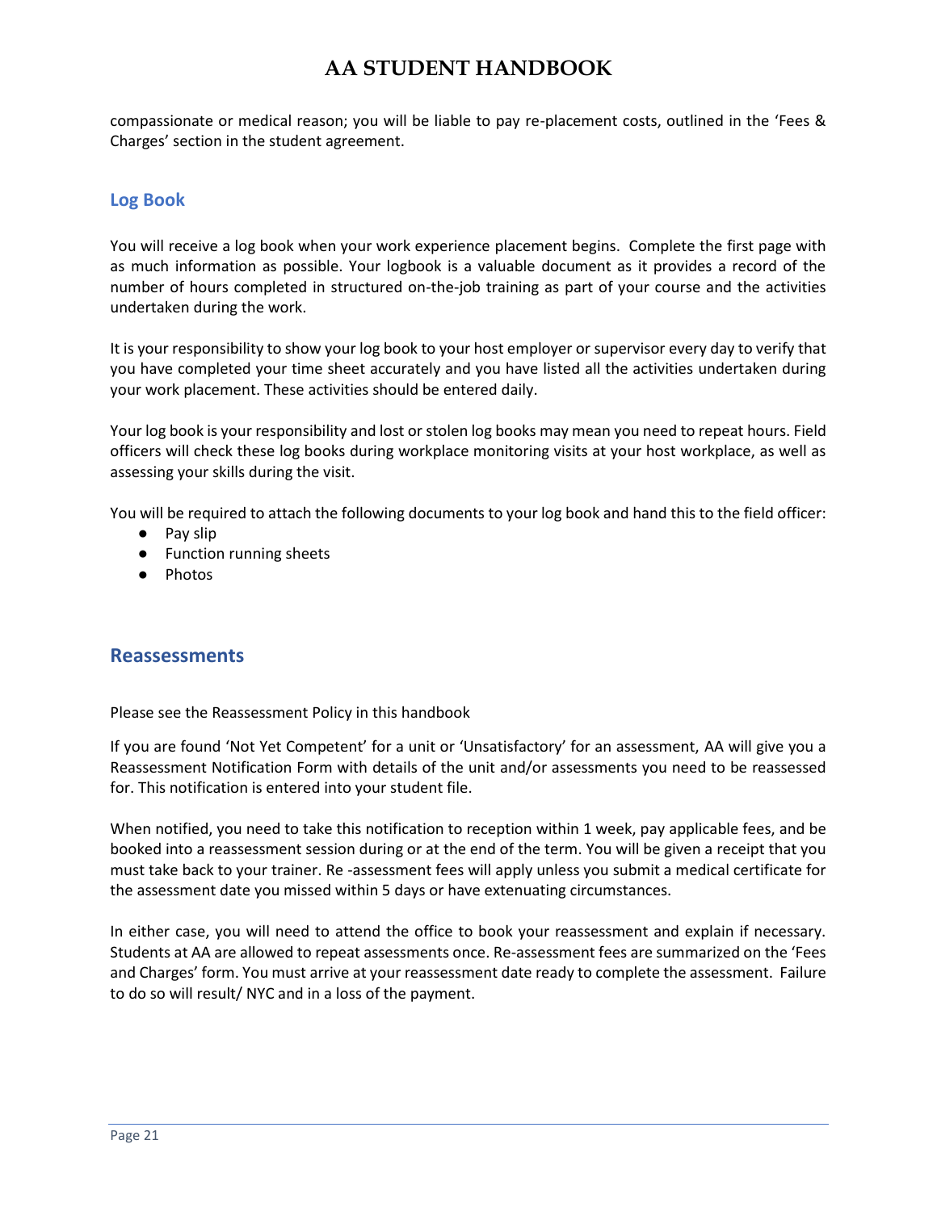compassionate or medical reason; you will be liable to pay re-placement costs, outlined in the 'Fees & Charges' section in the student agreement.

## Log Book

You will receive a log book when your work experience placement begins. Complete the first page with as much information as possible. Your logbook is a valuable document as it provides a record of the number of hours completed in structured on-the-job training as part of your course and the activities undertaken during the work.

It is your responsibility to show your log book to your host employer or supervisor every day to verify that you have completed your time sheet accurately and you have listed all the activities undertaken during your work placement. These activities should be entered daily.

Your log book is your responsibility and lost or stolen log books may mean you need to repeat hours. Field officers will check these log books during workplace monitoring visits at your host workplace, as well as assessing your skills during the visit.

You will be required to attach the following documents to your log book and hand this to the field officer:

- Pay slip
- Function running sheets
- Photos

## Reassessments

Please see the Reassessment Policy in this handbook

If you are found 'Not Yet Competent' for a unit or 'Unsatisfactory' for an assessment, AA will give you a Reassessment Notification Form with details of the unit and/or assessments you need to be reassessed for. This notification is entered into your student file.

When notified, you need to take this notification to reception within 1 week, pay applicable fees, and be booked into a reassessment session during or at the end of the term. You will be given a receipt that you must take back to your trainer. Re -assessment fees will apply unless you submit a medical certificate for the assessment date you missed within 5 days or have extenuating circumstances.

In either case, you will need to attend the office to book your reassessment and explain if necessary. Students at AA are allowed to repeat assessments once. Re-assessment fees are summarized on the 'Fees and Charges' form. You must arrive at your reassessment date ready to complete the assessment. Failure to do so will result/ NYC and in a loss of the payment.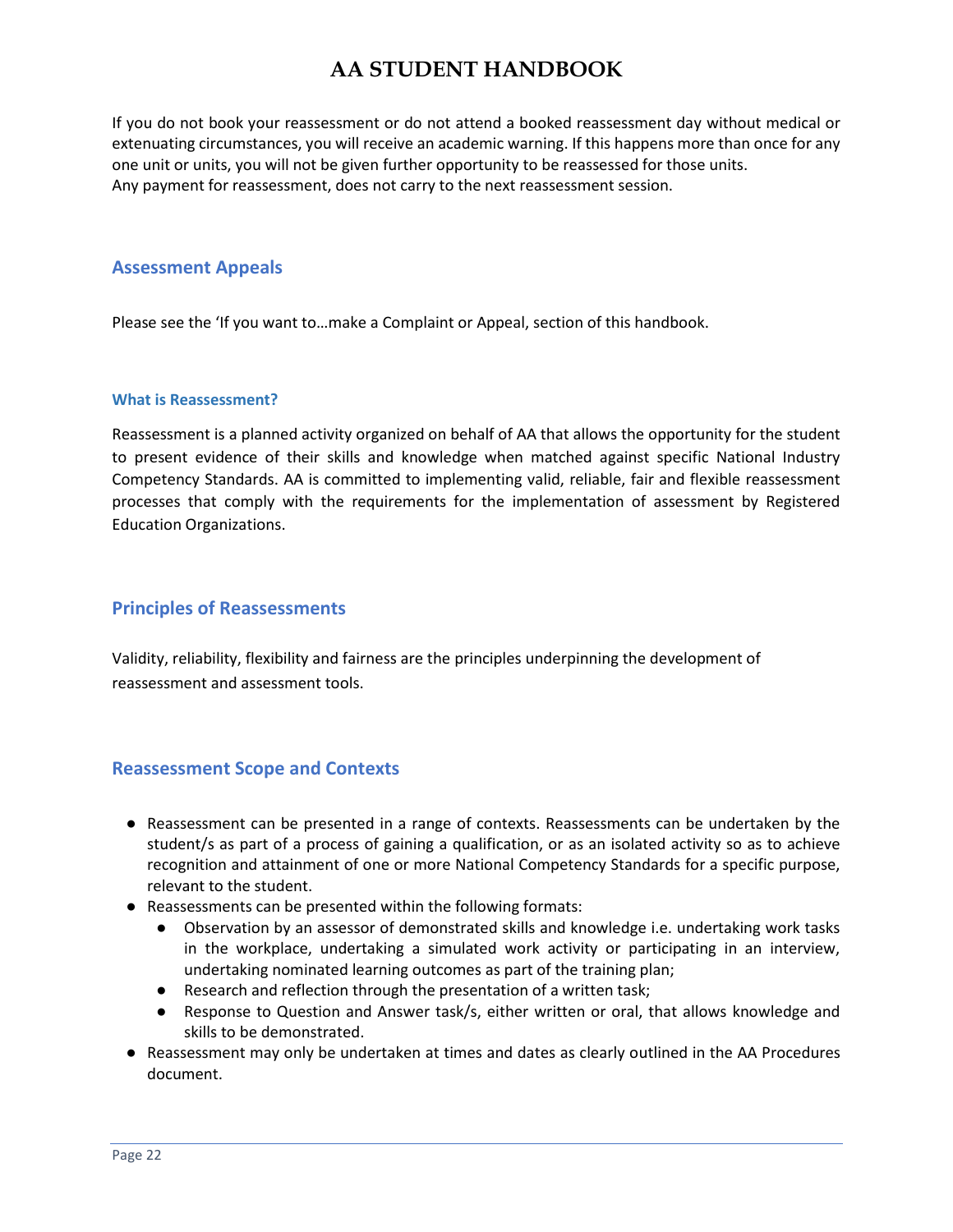If you do not book your reassessment or do not attend a booked reassessment day without medical or extenuating circumstances, you will receive an academic warning. If this happens more than once for any one unit or units, you will not be given further opportunity to be reassessed for those units.
Any payment for reassessment, does not carry to the next reassessment session.

## Assessment Appeals

Please see the 'If you want to…make a Complaint or Appeal, section of this handbook.

### What is Reassessment?

Reassessment is a planned activity organized on behalf of AA that allows the opportunity for the student to present evidence of their skills and knowledge when matched against specific National Industry Competency Standards. AA is committed to implementing valid, reliable, fair and flexible reassessment processes that comply with the requirements for the implementation of assessment by Registered Education Organizations.

## Principles of Reassessments

Validity, reliability, flexibility and fairness are the principles underpinning the development of reassessment and assessment tools.

## Reassessment Scope and Contexts

- Reassessment can be presented in a range of contexts. Reassessments can be undertaken by the student/s as part of a process of gaining a qualification, or as an isolated activity so as to achieve recognition and attainment of one or more National Competency Standards for a specific purpose, relevant to the student.
- Reassessments can be presented within the following formats:
  - Observation by an assessor of demonstrated skills and knowledge i.e. undertaking work tasks in the workplace, undertaking a simulated work activity or participating in an interview, undertaking nominated learning outcomes as part of the training plan;
  - Research and reflection through the presentation of a written task;
  - Response to Question and Answer task/s, either written or oral, that allows knowledge and skills to be demonstrated.
- Reassessment may only be undertaken at times and dates as clearly outlined in the AA Procedures document.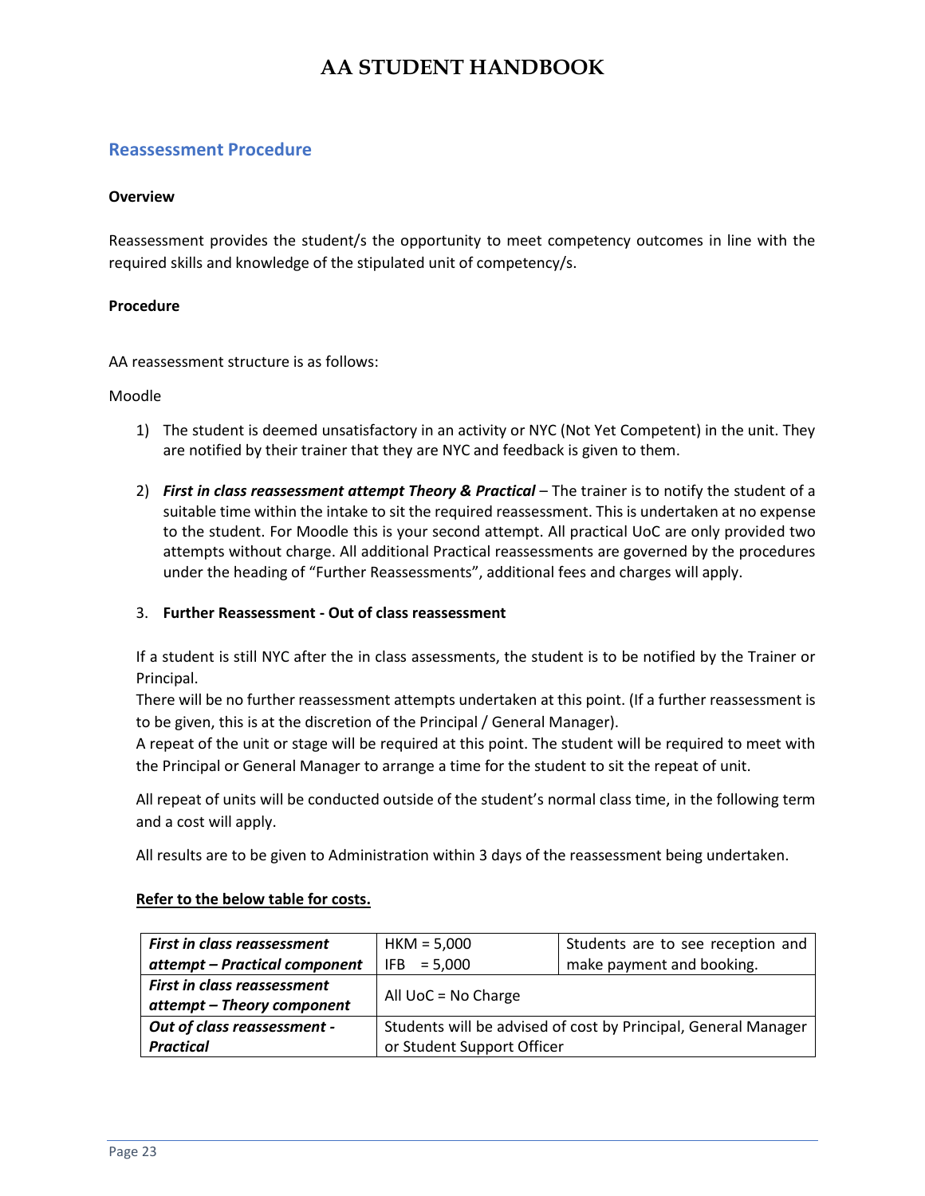## Reassessment Procedure

**Overview**

Reassessment provides the student/s the opportunity to meet competency outcomes in line with the required skills and knowledge of the stipulated unit of competency/s.

**Procedure**

AA reassessment structure is as follows:

Moodle

1) The student is deemed unsatisfactory in an activity or NYC (Not Yet Competent) in the unit. They are notified by their trainer that they are NYC and feedback is given to them.

2) ***First in class reassessment attempt Theory & Practical*** – The trainer is to notify the student of a suitable time within the intake to sit the required reassessment. This is undertaken at no expense to the student. For Moodle this is your second attempt. All practical UoC are only provided two attempts without charge. All additional Practical reassessments are governed by the procedures under the heading of "Further Reassessments", additional fees and charges will apply.

3. **Further Reassessment - Out of class reassessment**

   If a student is still NYC after the in class assessments, the student is to be notified by the Trainer or Principal.
   There will be no further reassessment attempts undertaken at this point. (If a further reassessment is to be given, this is at the discretion of the Principal / General Manager).
   A repeat of the unit or stage will be required at this point. The student will be required to meet with the Principal or General Manager to arrange a time for the student to sit the repeat of unit.

   All repeat of units will be conducted outside of the student's normal class time, in the following term and a cost will apply.

   All results are to be given to Administration within 3 days of the reassessment being undertaken.

   **Refer to the below table for costs.**

| | | |
|---|---|---|
| ***First in class reassessment attempt – Practical component*** | HKM = 5,000<br>IFB = 5,000 | Students are to see reception and make payment and booking. |
| ***First in class reassessment attempt – Theory component*** | All UoC = No Charge | |
| ***Out of class reassessment - Practical*** | Students will be advised of cost by Principal, General Manager or Student Support Officer | |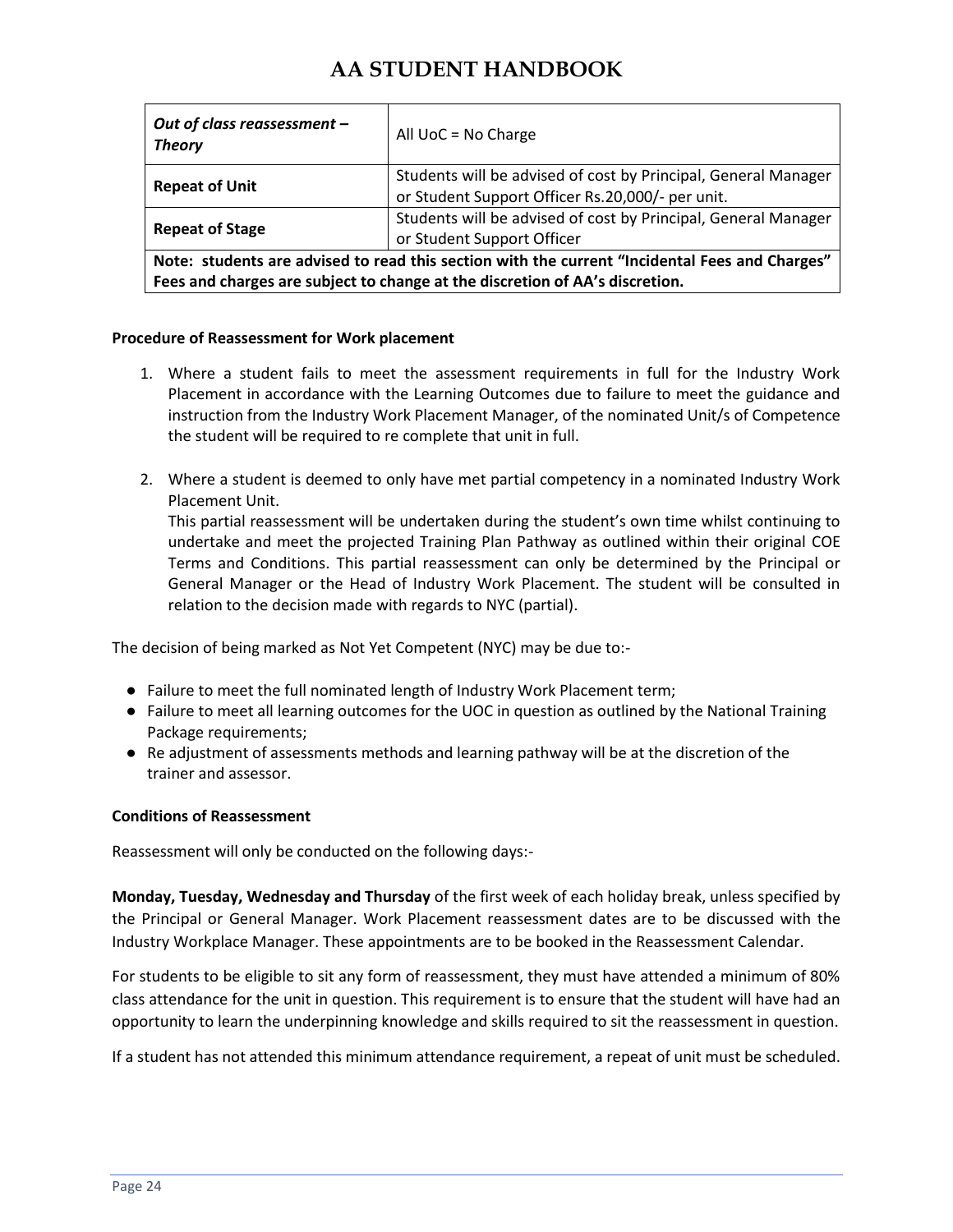| *Out of class reassessment – Theory* | All UoC = No Charge |
|---|---|
| **Repeat of Unit** | Students will be advised of cost by Principal, General Manager or Student Support Officer Rs.20,000/- per unit. |
| **Repeat of Stage** | Students will be advised of cost by Principal, General Manager or Student Support Officer |
| **Note: students are advised to read this section with the current "Incidental Fees and Charges" Fees and charges are subject to change at the discretion of AA's discretion.** | |

**Procedure of Reassessment for Work placement**

1. Where a student fails to meet the assessment requirements in full for the Industry Work Placement in accordance with the Learning Outcomes due to failure to meet the guidance and instruction from the Industry Work Placement Manager, of the nominated Unit/s of Competence the student will be required to re complete that unit in full.

2. Where a student is deemed to only have met partial competency in a nominated Industry Work Placement Unit.
   This partial reassessment will be undertaken during the student's own time whilst continuing to undertake and meet the projected Training Plan Pathway as outlined within their original COE Terms and Conditions. This partial reassessment can only be determined by the Principal or General Manager or the Head of Industry Work Placement. The student will be consulted in relation to the decision made with regards to NYC (partial).

The decision of being marked as Not Yet Competent (NYC) may be due to:-

- Failure to meet the full nominated length of Industry Work Placement term;
- Failure to meet all learning outcomes for the UOC in question as outlined by the National Training Package requirements;
- Re adjustment of assessments methods and learning pathway will be at the discretion of the trainer and assessor.

**Conditions of Reassessment**

Reassessment will only be conducted on the following days:-

**Monday, Tuesday, Wednesday and Thursday** of the first week of each holiday break, unless specified by the Principal or General Manager. Work Placement reassessment dates are to be discussed with the Industry Workplace Manager. These appointments are to be booked in the Reassessment Calendar.

For students to be eligible to sit any form of reassessment, they must have attended a minimum of 80% class attendance for the unit in question. This requirement is to ensure that the student will have had an opportunity to learn the underpinning knowledge and skills required to sit the reassessment in question.

If a student has not attended this minimum attendance requirement, a repeat of unit must be scheduled.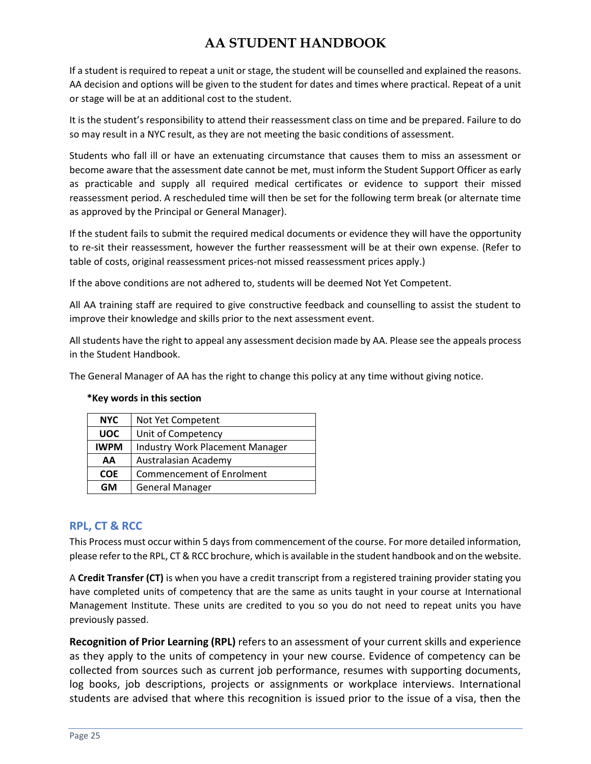If a student is required to repeat a unit or stage, the student will be counselled and explained the reasons. AA decision and options will be given to the student for dates and times where practical. Repeat of a unit or stage will be at an additional cost to the student.

It is the student's responsibility to attend their reassessment class on time and be prepared. Failure to do so may result in a NYC result, as they are not meeting the basic conditions of assessment.

Students who fall ill or have an extenuating circumstance that causes them to miss an assessment or become aware that the assessment date cannot be met, must inform the Student Support Officer as early as practicable and supply all required medical certificates or evidence to support their missed reassessment period. A rescheduled time will then be set for the following term break (or alternate time as approved by the Principal or General Manager).

If the student fails to submit the required medical documents or evidence they will have the opportunity to re-sit their reassessment, however the further reassessment will be at their own expense. (Refer to table of costs, original reassessment prices-not missed reassessment prices apply.)

If the above conditions are not adhered to, students will be deemed Not Yet Competent.

All AA training staff are required to give constructive feedback and counselling to assist the student to improve their knowledge and skills prior to the next assessment event.

All students have the right to appeal any assessment decision made by AA. Please see the appeals process in the Student Handbook.

The General Manager of AA has the right to change this policy at any time without giving notice.

**\*Key words in this section**

| | |
|---|---|
| **NYC** | Not Yet Competent |
| **UOC** | Unit of Competency |
| **IWPM** | Industry Work Placement Manager |
| **AA** | Australasian Academy |
| **COE** | Commencement of Enrolment |
| **GM** | General Manager |

## RPL, CT & RCC

This Process must occur within 5 days from commencement of the course. For more detailed information, please refer to the RPL, CT & RCC brochure, which is available in the student handbook and on the website.

A **Credit Transfer (CT)** is when you have a credit transcript from a registered training provider stating you have completed units of competency that are the same as units taught in your course at International Management Institute. These units are credited to you so you do not need to repeat units you have previously passed.

**Recognition of Prior Learning (RPL)** refers to an assessment of your current skills and experience as they apply to the units of competency in your new course. Evidence of competency can be collected from sources such as current job performance, resumes with supporting documents, log books, job descriptions, projects or assignments or workplace interviews. International students are advised that where this recognition is issued prior to the issue of a visa, then the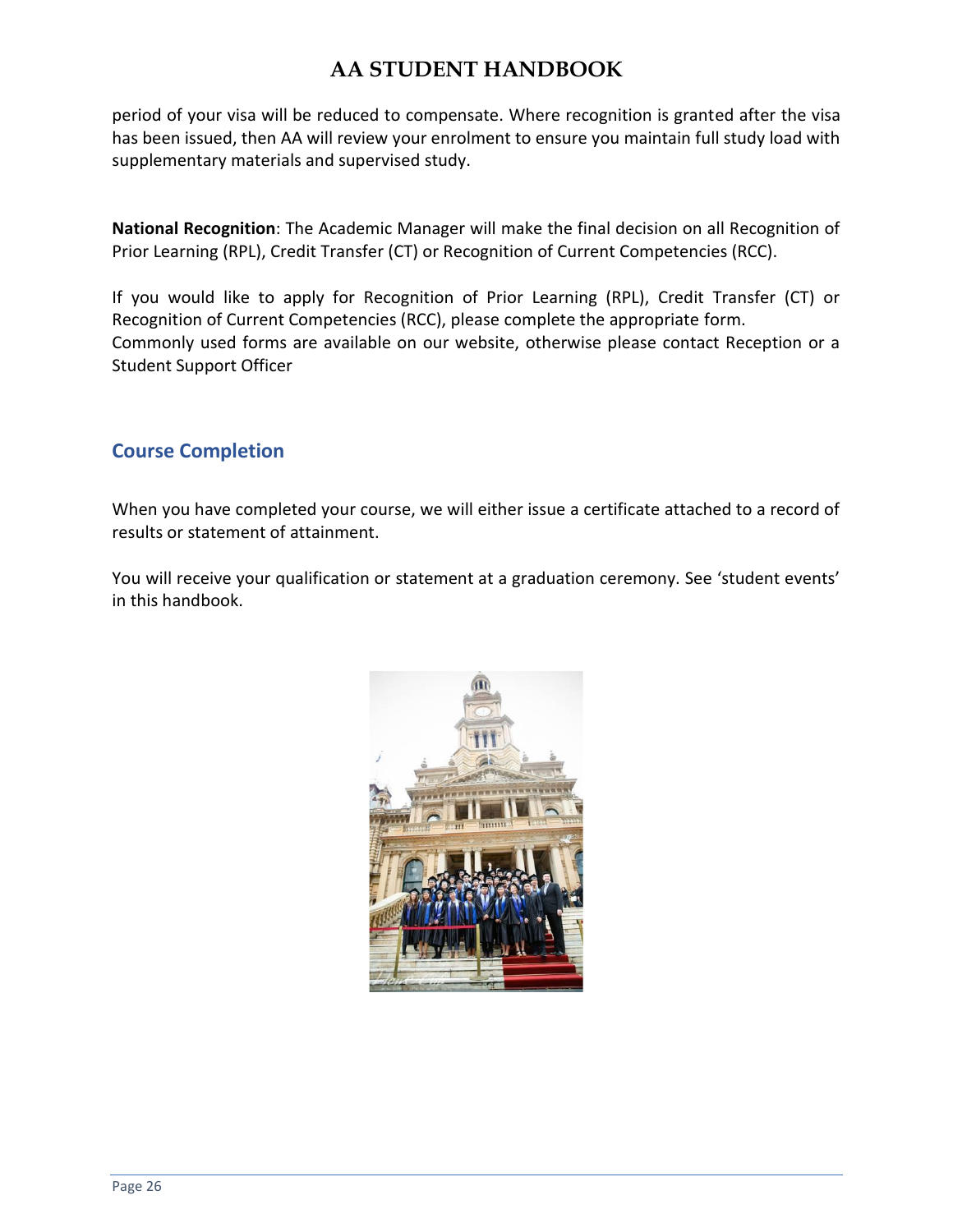period of your visa will be reduced to compensate. Where recognition is granted after the visa has been issued, then AA will review your enrolment to ensure you maintain full study load with supplementary materials and supervised study.

**National Recognition**: The Academic Manager will make the final decision on all Recognition of Prior Learning (RPL), Credit Transfer (CT) or Recognition of Current Competencies (RCC).

If you would like to apply for Recognition of Prior Learning (RPL), Credit Transfer (CT) or Recognition of Current Competencies (RCC), please complete the appropriate form.
Commonly used forms are available on our website, otherwise please contact Reception or a Student Support Officer

## Course Completion

When you have completed your course, we will either issue a certificate attached to a record of results or statement of attainment.

You will receive your qualification or statement at a graduation ceremony. See 'student events' in this handbook.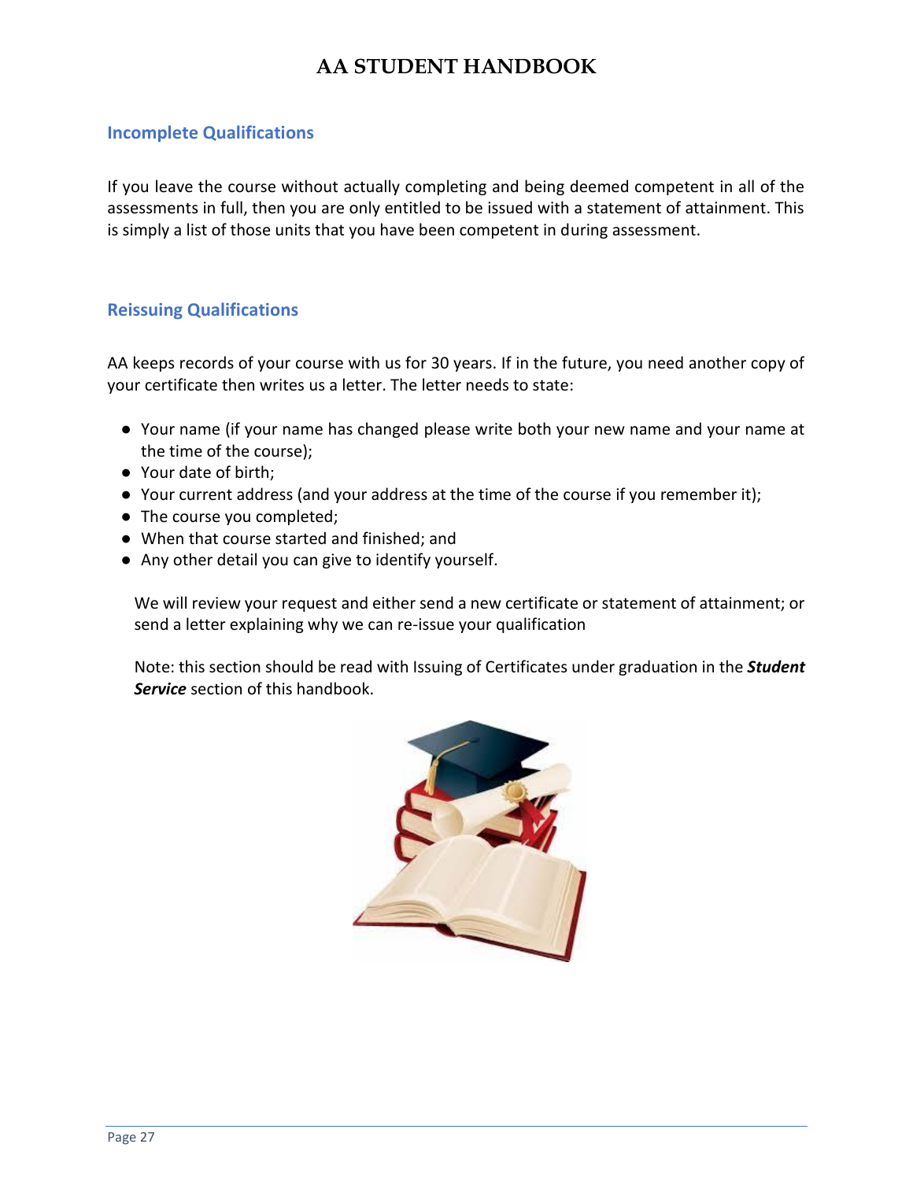## Incomplete Qualifications

If you leave the course without actually completing and being deemed competent in all of the assessments in full, then you are only entitled to be issued with a statement of attainment. This is simply a list of those units that you have been competent in during assessment.

## Reissuing Qualifications

AA keeps records of your course with us for 30 years. If in the future, you need another copy of your certificate then writes us a letter. The letter needs to state:

- Your name (if your name has changed please write both your new name and your name at the time of the course);
- Your date of birth;
- Your current address (and your address at the time of the course if you remember it);
- The course you completed;
- When that course started and finished; and
- Any other detail you can give to identify yourself.

We will review your request and either send a new certificate or statement of attainment; or send a letter explaining why we can re-issue your qualification

Note: this section should be read with Issuing of Certificates under graduation in the ***Student Service*** section of this handbook.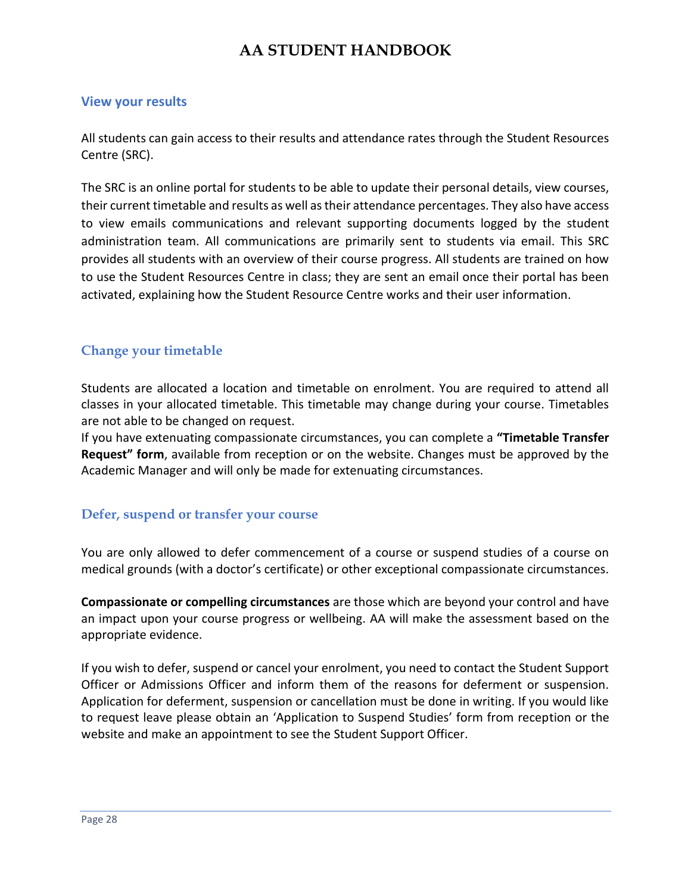## View your results

All students can gain access to their results and attendance rates through the Student Resources Centre (SRC).

The SRC is an online portal for students to be able to update their personal details, view courses, their current timetable and results as well as their attendance percentages. They also have access to view emails communications and relevant supporting documents logged by the student administration team. All communications are primarily sent to students via email. This SRC provides all students with an overview of their course progress. All students are trained on how to use the Student Resources Centre in class; they are sent an email once their portal has been activated, explaining how the Student Resource Centre works and their user information.

## Change your timetable

Students are allocated a location and timetable on enrolment. You are required to attend all classes in your allocated timetable. This timetable may change during your course. Timetables are not able to be changed on request.
If you have extenuating compassionate circumstances, you can complete a **"Timetable Transfer Request" form**, available from reception or on the website. Changes must be approved by the Academic Manager and will only be made for extenuating circumstances.

## Defer, suspend or transfer your course

You are only allowed to defer commencement of a course or suspend studies of a course on medical grounds (with a doctor's certificate) or other exceptional compassionate circumstances.

**Compassionate or compelling circumstances** are those which are beyond your control and have an impact upon your course progress or wellbeing. AA will make the assessment based on the appropriate evidence.

If you wish to defer, suspend or cancel your enrolment, you need to contact the Student Support Officer or Admissions Officer and inform them of the reasons for deferment or suspension. Application for deferment, suspension or cancellation must be done in writing. If you would like to request leave please obtain an 'Application to Suspend Studies' form from reception or the website and make an appointment to see the Student Support Officer.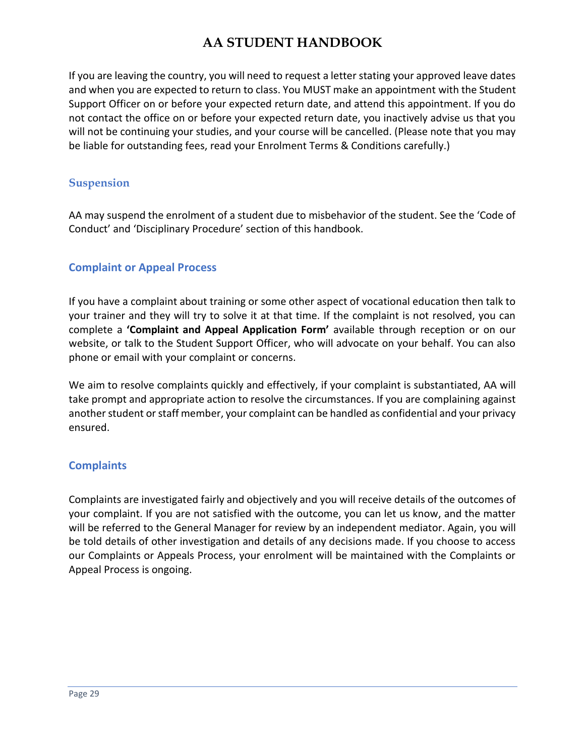If you are leaving the country, you will need to request a letter stating your approved leave dates and when you are expected to return to class. You MUST make an appointment with the Student Support Officer on or before your expected return date, and attend this appointment. If you do not contact the office on or before your expected return date, you inactively advise us that you will not be continuing your studies, and your course will be cancelled. (Please note that you may be liable for outstanding fees, read your Enrolment Terms & Conditions carefully.)

### Suspension

AA may suspend the enrolment of a student due to misbehavior of the student. See the 'Code of Conduct' and 'Disciplinary Procedure' section of this handbook.

### Complaint or Appeal Process

If you have a complaint about training or some other aspect of vocational education then talk to your trainer and they will try to solve it at that time. If the complaint is not resolved, you can complete a **'Complaint and Appeal Application Form'** available through reception or on our website, or talk to the Student Support Officer, who will advocate on your behalf. You can also phone or email with your complaint or concerns.

We aim to resolve complaints quickly and effectively, if your complaint is substantiated, AA will take prompt and appropriate action to resolve the circumstances. If you are complaining against another student or staff member, your complaint can be handled as confidential and your privacy ensured.

### Complaints

Complaints are investigated fairly and objectively and you will receive details of the outcomes of your complaint. If you are not satisfied with the outcome, you can let us know, and the matter will be referred to the General Manager for review by an independent mediator. Again, you will be told details of other investigation and details of any decisions made. If you choose to access our Complaints or Appeals Process, your enrolment will be maintained with the Complaints or Appeal Process is ongoing.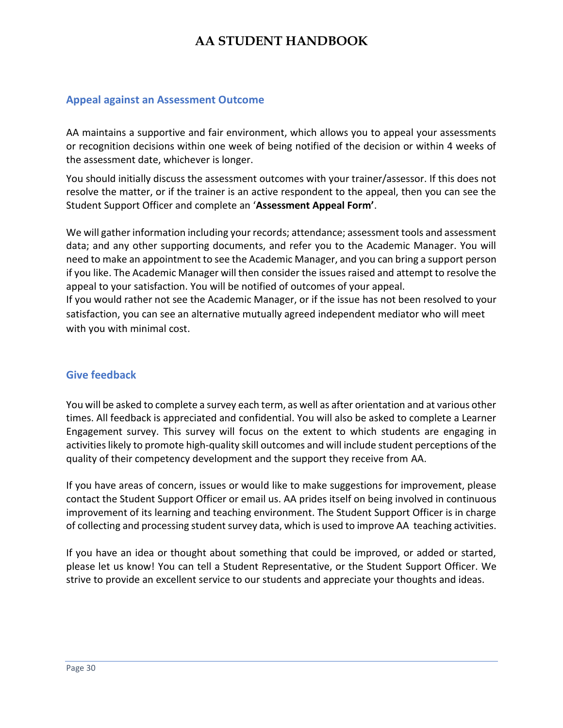## Appeal against an Assessment Outcome

AA maintains a supportive and fair environment, which allows you to appeal your assessments or recognition decisions within one week of being notified of the decision or within 4 weeks of the assessment date, whichever is longer.

You should initially discuss the assessment outcomes with your trainer/assessor. If this does not resolve the matter, or if the trainer is an active respondent to the appeal, then you can see the Student Support Officer and complete an '**Assessment Appeal Form'**.

We will gather information including your records; attendance; assessment tools and assessment data; and any other supporting documents, and refer you to the Academic Manager. You will need to make an appointment to see the Academic Manager, and you can bring a support person if you like. The Academic Manager will then consider the issues raised and attempt to resolve the appeal to your satisfaction. You will be notified of outcomes of your appeal.
If you would rather not see the Academic Manager, or if the issue has not been resolved to your satisfaction, you can see an alternative mutually agreed independent mediator who will meet with you with minimal cost.

## Give feedback

You will be asked to complete a survey each term, as well as after orientation and at various other times. All feedback is appreciated and confidential. You will also be asked to complete a Learner Engagement survey. This survey will focus on the extent to which students are engaging in activities likely to promote high-quality skill outcomes and will include student perceptions of the quality of their competency development and the support they receive from AA.

If you have areas of concern, issues or would like to make suggestions for improvement, please contact the Student Support Officer or email us. AA prides itself on being involved in continuous improvement of its learning and teaching environment. The Student Support Officer is in charge of collecting and processing student survey data, which is used to improve AA teaching activities.

If you have an idea or thought about something that could be improved, or added or started, please let us know! You can tell a Student Representative, or the Student Support Officer. We strive to provide an excellent service to our students and appreciate your thoughts and ideas.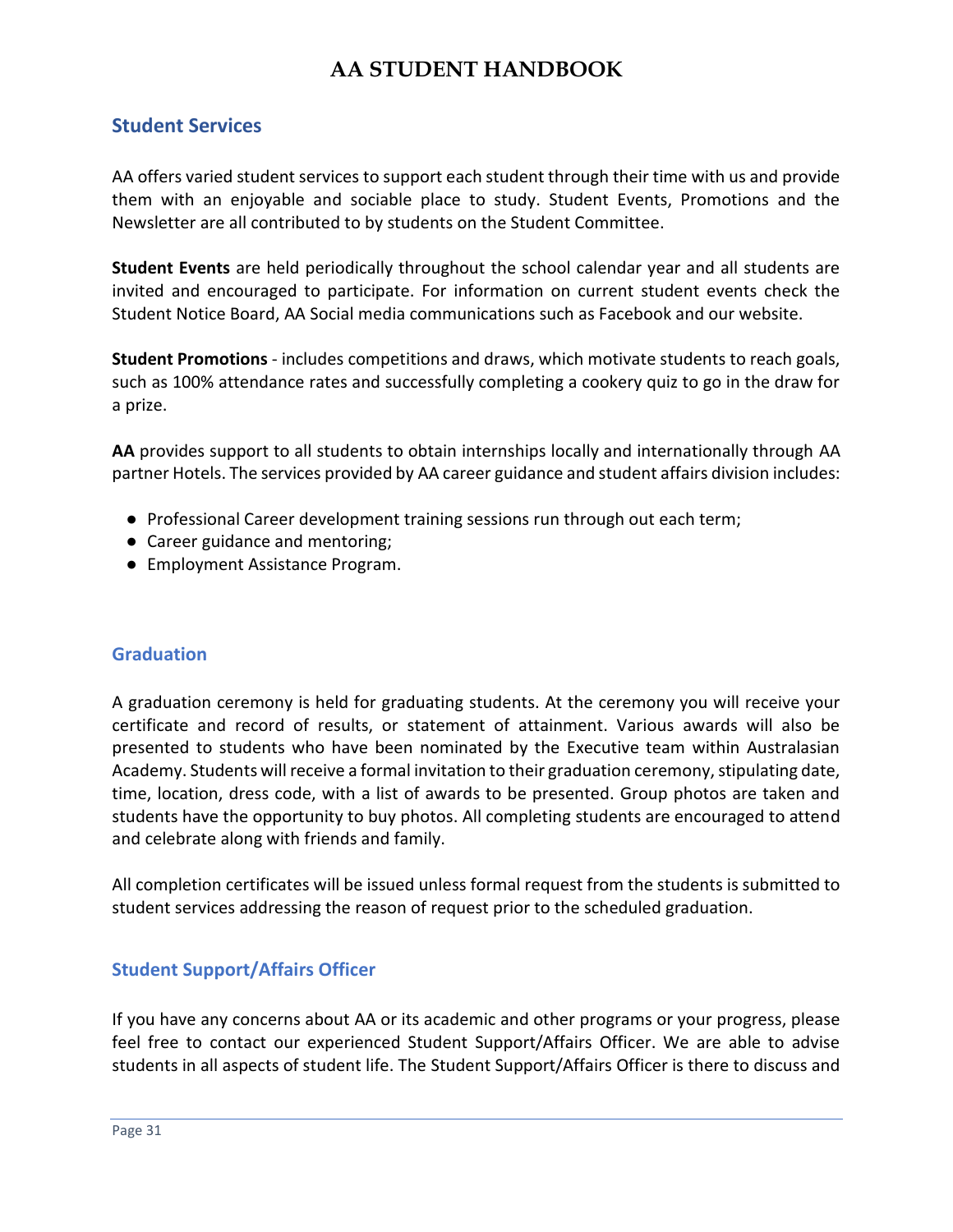## Student Services

AA offers varied student services to support each student through their time with us and provide them with an enjoyable and sociable place to study. Student Events, Promotions and the Newsletter are all contributed to by students on the Student Committee.

**Student Events** are held periodically throughout the school calendar year and all students are invited and encouraged to participate. For information on current student events check the Student Notice Board, AA Social media communications such as Facebook and our website.

**Student Promotions** - includes competitions and draws, which motivate students to reach goals, such as 100% attendance rates and successfully completing a cookery quiz to go in the draw for a prize.

**AA** provides support to all students to obtain internships locally and internationally through AA partner Hotels. The services provided by AA career guidance and student affairs division includes:

- Professional Career development training sessions run through out each term;
- Career guidance and mentoring;
- Employment Assistance Program.

## Graduation

A graduation ceremony is held for graduating students. At the ceremony you will receive your certificate and record of results, or statement of attainment. Various awards will also be presented to students who have been nominated by the Executive team within Australasian Academy. Students will receive a formal invitation to their graduation ceremony, stipulating date, time, location, dress code, with a list of awards to be presented. Group photos are taken and students have the opportunity to buy photos. All completing students are encouraged to attend and celebrate along with friends and family.

All completion certificates will be issued unless formal request from the students is submitted to student services addressing the reason of request prior to the scheduled graduation.

## Student Support/Affairs Officer

If you have any concerns about AA or its academic and other programs or your progress, please feel free to contact our experienced Student Support/Affairs Officer. We are able to advise students in all aspects of student life. The Student Support/Affairs Officer is there to discuss and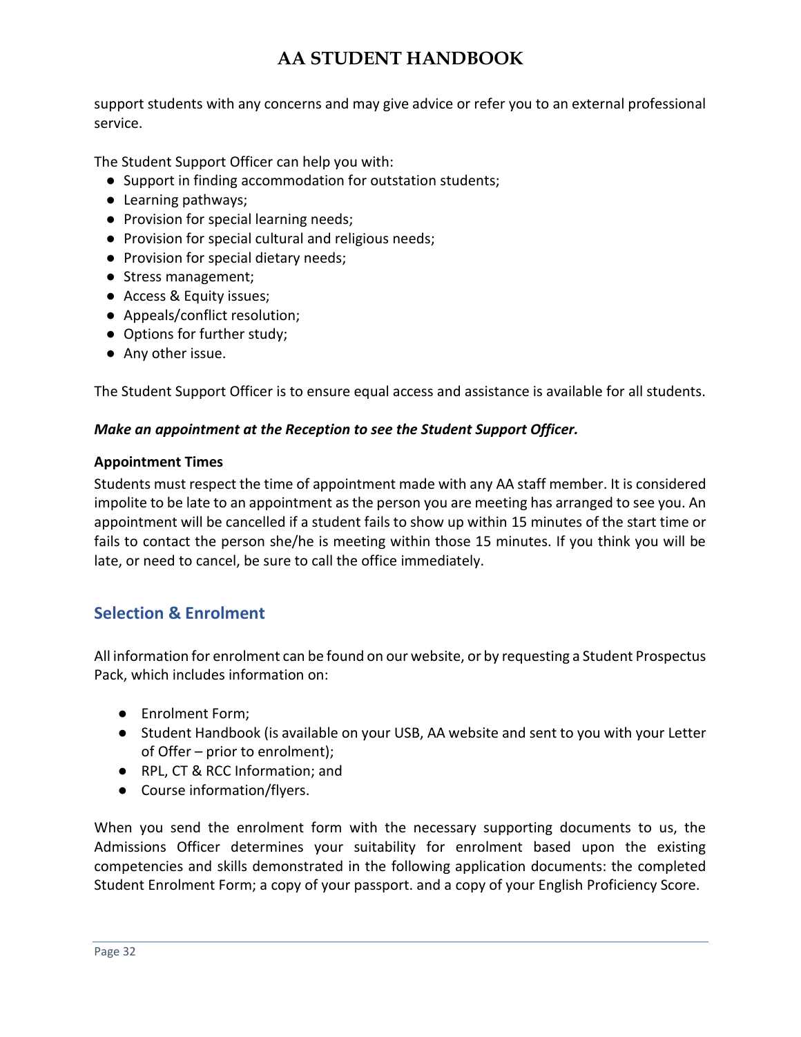support students with any concerns and may give advice or refer you to an external professional service.

The Student Support Officer can help you with:

- Support in finding accommodation for outstation students;
- Learning pathways;
- Provision for special learning needs;
- Provision for special cultural and religious needs;
- Provision for special dietary needs;
- Stress management;
- Access & Equity issues;
- Appeals/conflict resolution;
- Options for further study;
- Any other issue.

The Student Support Officer is to ensure equal access and assistance is available for all students.

***Make an appointment at the Reception to see the Student Support Officer.***

**Appointment Times**

Students must respect the time of appointment made with any AA staff member. It is considered impolite to be late to an appointment as the person you are meeting has arranged to see you. An appointment will be cancelled if a student fails to show up within 15 minutes of the start time or fails to contact the person she/he is meeting within those 15 minutes. If you think you will be late, or need to cancel, be sure to call the office immediately.

## Selection & Enrolment

All information for enrolment can be found on our website, or by requesting a Student Prospectus Pack, which includes information on:

- Enrolment Form;
- Student Handbook (is available on your USB, AA website and sent to you with your Letter of Offer – prior to enrolment);
- RPL, CT & RCC Information; and
- Course information/flyers.

When you send the enrolment form with the necessary supporting documents to us, the Admissions Officer determines your suitability for enrolment based upon the existing competencies and skills demonstrated in the following application documents: the completed Student Enrolment Form; a copy of your passport. and a copy of your English Proficiency Score.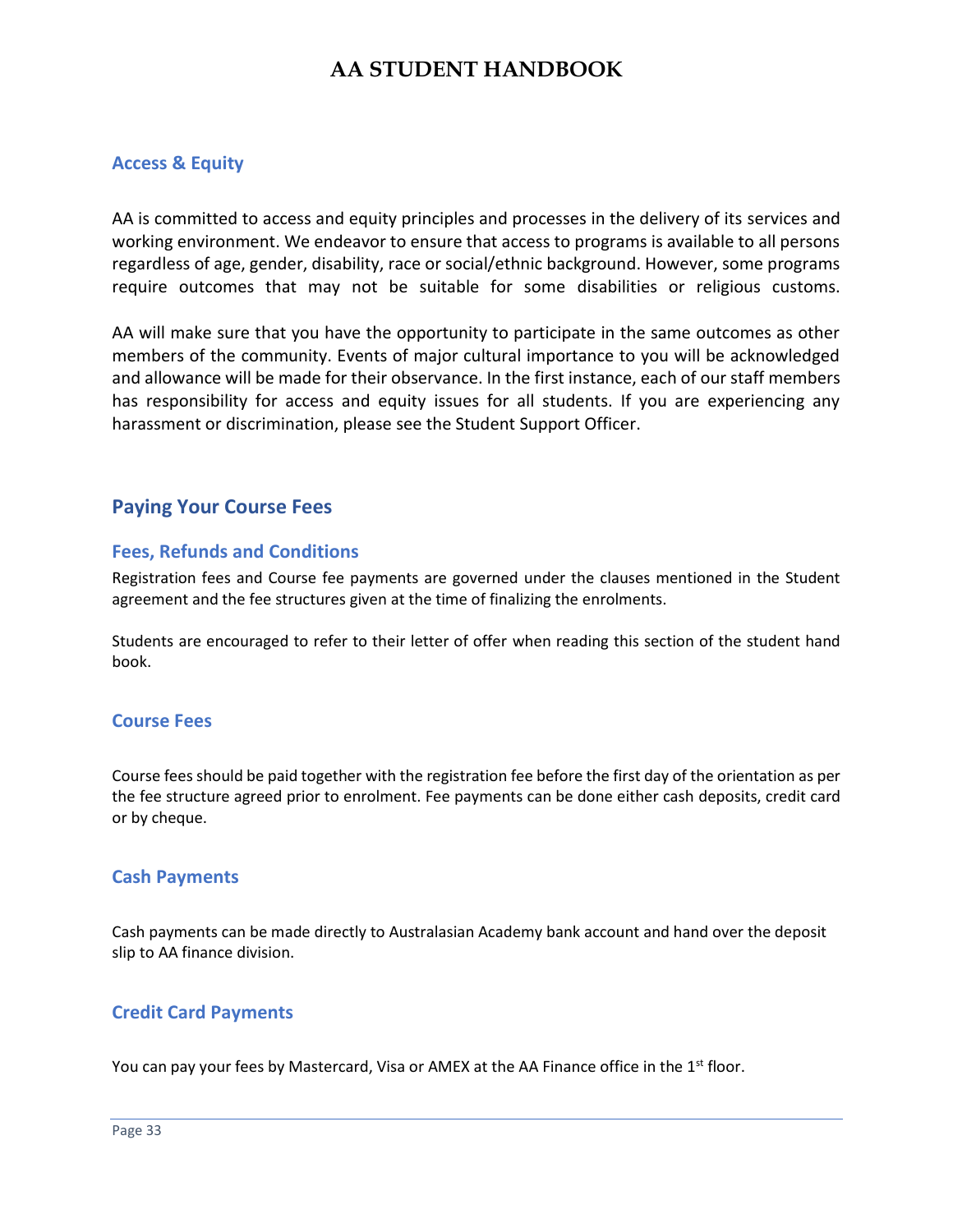### Access & Equity

AA is committed to access and equity principles and processes in the delivery of its services and working environment. We endeavor to ensure that access to programs is available to all persons regardless of age, gender, disability, race or social/ethnic background. However, some programs require outcomes that may not be suitable for some disabilities or religious customs.

AA will make sure that you have the opportunity to participate in the same outcomes as other members of the community. Events of major cultural importance to you will be acknowledged and allowance will be made for their observance. In the first instance, each of our staff members has responsibility for access and equity issues for all students. If you are experiencing any harassment or discrimination, please see the Student Support Officer.

## Paying Your Course Fees

### Fees, Refunds and Conditions

Registration fees and Course fee payments are governed under the clauses mentioned in the Student agreement and the fee structures given at the time of finalizing the enrolments.

Students are encouraged to refer to their letter of offer when reading this section of the student hand book.

### Course Fees

Course fees should be paid together with the registration fee before the first day of the orientation as per the fee structure agreed prior to enrolment. Fee payments can be done either cash deposits, credit card or by cheque.

### Cash Payments

Cash payments can be made directly to Australasian Academy bank account and hand over the deposit slip to AA finance division.

### Credit Card Payments

You can pay your fees by Mastercard, Visa or AMEX at the AA Finance office in the 1st floor.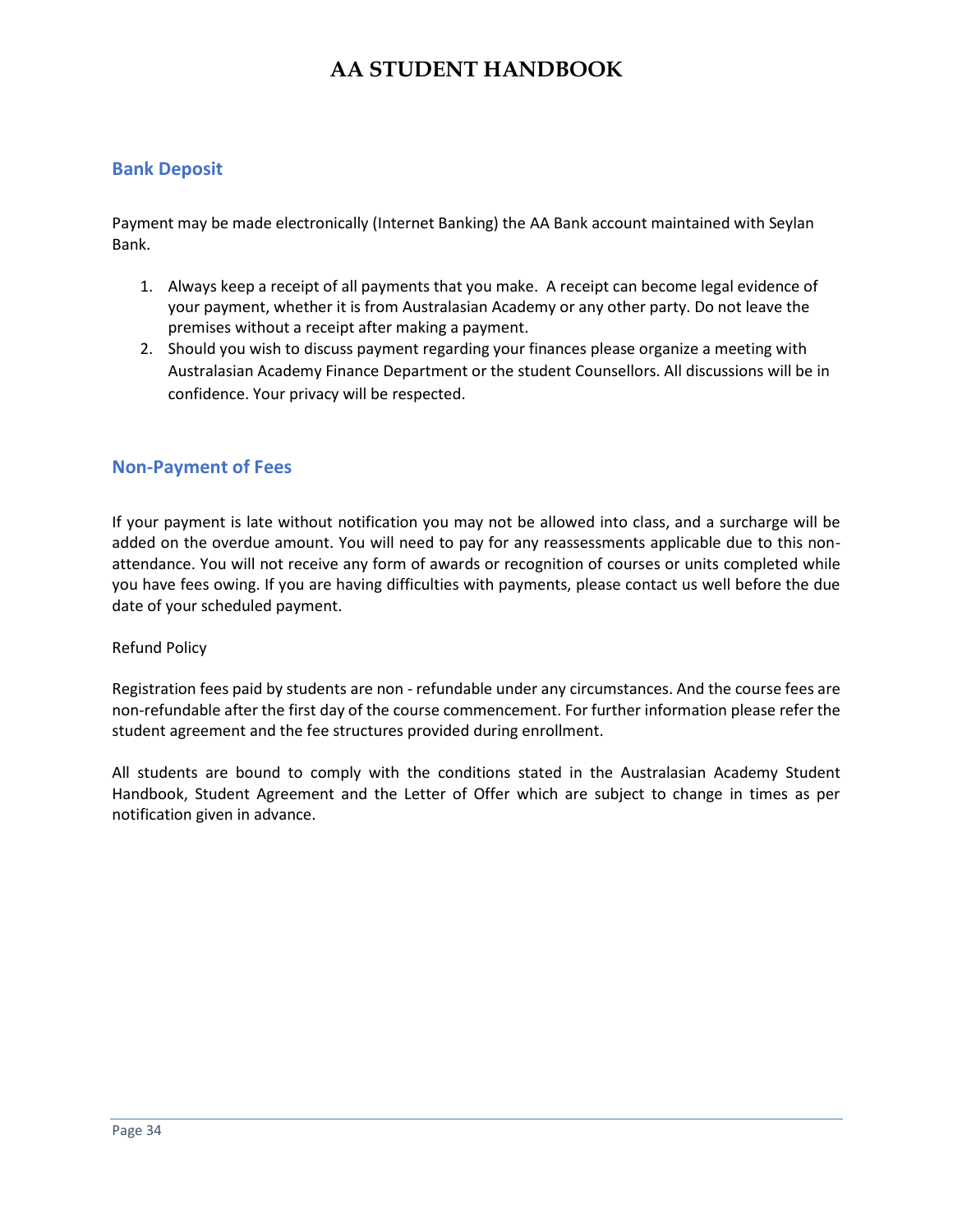## Bank Deposit

Payment may be made electronically (Internet Banking) the AA Bank account maintained with Seylan Bank.

1. Always keep a receipt of all payments that you make. A receipt can become legal evidence of your payment, whether it is from Australasian Academy or any other party. Do not leave the premises without a receipt after making a payment.
2. Should you wish to discuss payment regarding your finances please organize a meeting with Australasian Academy Finance Department or the student Counsellors. All discussions will be in confidence. Your privacy will be respected.

## Non-Payment of Fees

If your payment is late without notification you may not be allowed into class, and a surcharge will be added on the overdue amount. You will need to pay for any reassessments applicable due to this non-attendance. You will not receive any form of awards or recognition of courses or units completed while you have fees owing. If you are having difficulties with payments, please contact us well before the due date of your scheduled payment.

Refund Policy

Registration fees paid by students are non - refundable under any circumstances. And the course fees are non-refundable after the first day of the course commencement. For further information please refer the student agreement and the fee structures provided during enrollment.

All students are bound to comply with the conditions stated in the Australasian Academy Student Handbook, Student Agreement and the Letter of Offer which are subject to change in times as per notification given in advance.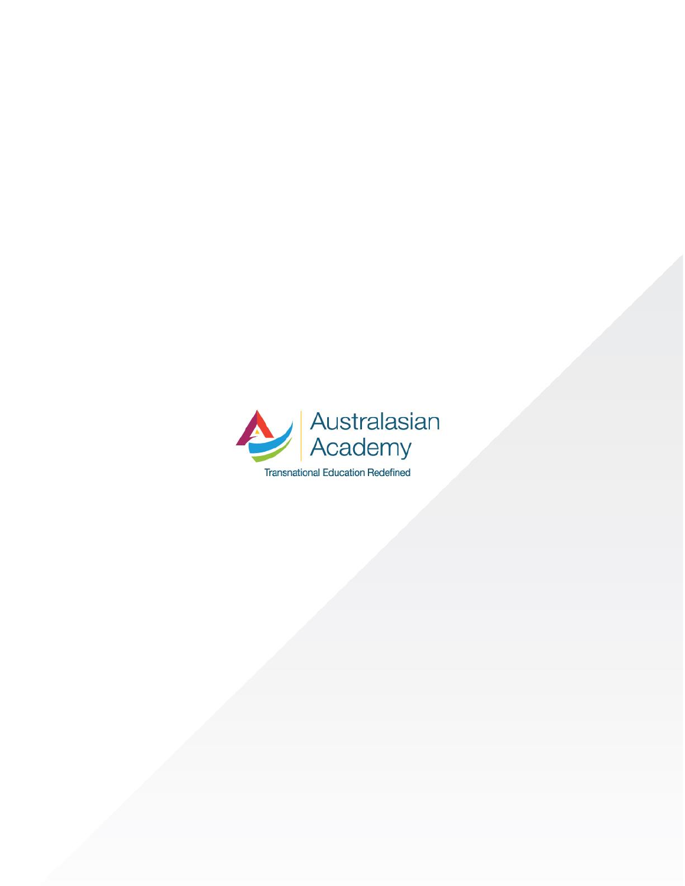Australasian Academy

Transnational Education Redefined